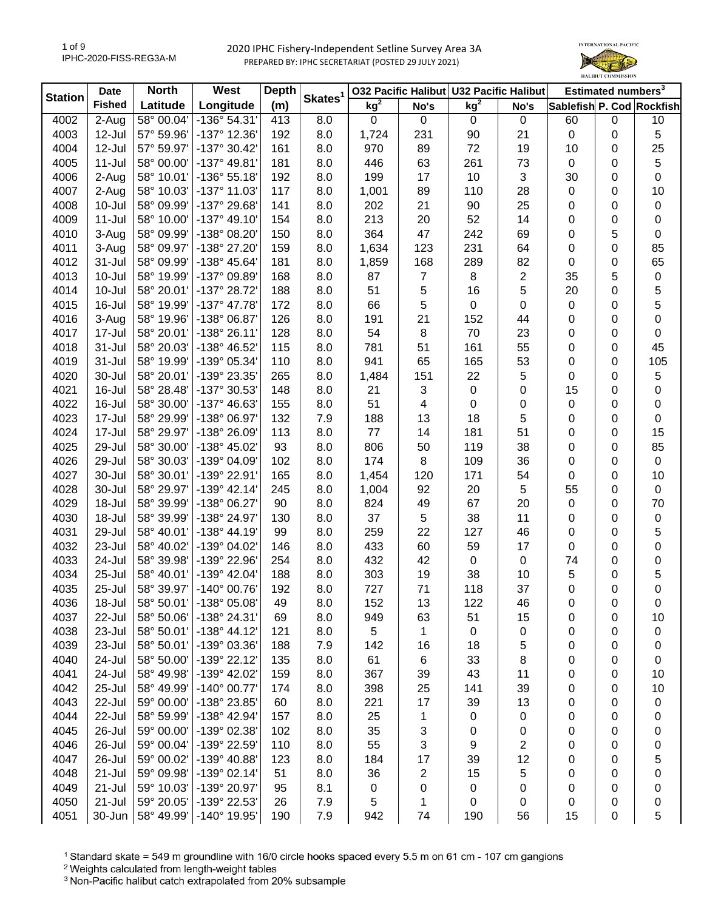# 2020 IPHC Fishery-Independent Setline Survey Area 3A

PREPARED BY: IPHC SECRETARIAT (POSTED 29 JULY 2021)

| Station | Date Fished | North Latitude | West Longitude | Depth (m) | Skates[1] | O32 Pacific Halibut | | U32 Pacific Halibut | | Estimated numbers[3] | | |
|---|---|---|---|---|---|---|---|---|---|---|---|---|
| | | | | | | kg[2] | No's | kg[2] | No's | Sablefish | P. Cod | Rockfish |
| 4002 | 2-Aug | 58° 00.04' | -136° 54.31' | 413 | 8.0 | 0 | 0 | 0 | 0 | 60 | 0 | 10 |
| 4003 | 12-Jul | 57° 59.96' | -137° 12.36' | 192 | 8.0 | 1,724 | 231 | 90 | 21 | 0 | 0 | 5 |
| 4004 | 12-Jul | 57° 59.97' | -137° 30.42' | 161 | 8.0 | 970 | 89 | 72 | 19 | 10 | 0 | 25 |
| 4005 | 11-Jul | 58° 00.00' | -137° 49.81' | 181 | 8.0 | 446 | 63 | 261 | 73 | 0 | 0 | 5 |
| 4006 | 2-Aug | 58° 10.01' | -136° 55.18' | 192 | 8.0 | 199 | 17 | 10 | 3 | 30 | 0 | 0 |
| 4007 | 2-Aug | 58° 10.03' | -137° 11.03' | 117 | 8.0 | 1,001 | 89 | 110 | 28 | 0 | 0 | 10 |
| 4008 | 10-Jul | 58° 09.99' | -137° 29.68' | 141 | 8.0 | 202 | 21 | 90 | 25 | 0 | 0 | 0 |
| 4009 | 11-Jul | 58° 10.00' | -137° 49.10' | 154 | 8.0 | 213 | 20 | 52 | 14 | 0 | 0 | 0 |
| 4010 | 3-Aug | 58° 09.99' | -138° 08.20' | 150 | 8.0 | 364 | 47 | 242 | 69 | 0 | 5 | 0 |
| 4011 | 3-Aug | 58° 09.97' | -138° 27.20' | 159 | 8.0 | 1,634 | 123 | 231 | 64 | 0 | 0 | 85 |
| 4012 | 31-Jul | 58° 09.99' | -138° 45.64' | 181 | 8.0 | 1,859 | 168 | 289 | 82 | 0 | 0 | 65 |
| 4013 | 10-Jul | 58° 19.99' | -137° 09.89' | 168 | 8.0 | 87 | 7 | 8 | 2 | 35 | 5 | 0 |
| 4014 | 10-Jul | 58° 20.01' | -137° 28.72' | 188 | 8.0 | 51 | 5 | 16 | 5 | 20 | 0 | 5 |
| 4015 | 16-Jul | 58° 19.99' | -137° 47.78' | 172 | 8.0 | 66 | 5 | 0 | 0 | 0 | 0 | 5 |
| 4016 | 3-Aug | 58° 19.96' | -138° 06.87' | 126 | 8.0 | 191 | 21 | 152 | 44 | 0 | 0 | 0 |
| 4017 | 17-Jul | 58° 20.01' | -138° 26.11' | 128 | 8.0 | 54 | 8 | 70 | 23 | 0 | 0 | 0 |
| 4018 | 31-Jul | 58° 20.03' | -138° 46.52' | 115 | 8.0 | 781 | 51 | 161 | 55 | 0 | 0 | 45 |
| 4019 | 31-Jul | 58° 19.99' | -139° 05.34' | 110 | 8.0 | 941 | 65 | 165 | 53 | 0 | 0 | 105 |
| 4020 | 30-Jul | 58° 20.01' | -139° 23.35' | 265 | 8.0 | 1,484 | 151 | 22 | 5 | 0 | 0 | 5 |
| 4021 | 16-Jul | 58° 28.48' | -137° 30.53' | 148 | 8.0 | 21 | 3 | 0 | 0 | 15 | 0 | 0 |
| 4022 | 16-Jul | 58° 30.00' | -137° 46.63' | 155 | 8.0 | 51 | 4 | 0 | 0 | 0 | 0 | 0 |
| 4023 | 17-Jul | 58° 29.99' | -138° 06.97' | 132 | 7.9 | 188 | 13 | 18 | 5 | 0 | 0 | 0 |
| 4024 | 17-Jul | 58° 29.97' | -138° 26.09' | 113 | 8.0 | 77 | 14 | 181 | 51 | 0 | 0 | 15 |
| 4025 | 29-Jul | 58° 30.00' | -138° 45.02' | 93 | 8.0 | 806 | 50 | 119 | 38 | 0 | 0 | 85 |
| 4026 | 29-Jul | 58° 30.03' | -139° 04.09' | 102 | 8.0 | 174 | 8 | 109 | 36 | 0 | 0 | 0 |
| 4027 | 30-Jul | 58° 30.01' | -139° 22.91' | 165 | 8.0 | 1,454 | 120 | 171 | 54 | 0 | 0 | 10 |
| 4028 | 30-Jul | 58° 29.97' | -139° 42.14' | 245 | 8.0 | 1,004 | 92 | 20 | 5 | 55 | 0 | 0 |
| 4029 | 18-Jul | 58° 39.99' | -138° 06.27' | 90 | 8.0 | 824 | 49 | 67 | 20 | 0 | 0 | 70 |
| 4030 | 18-Jul | 58° 39.99' | -138° 24.97' | 130 | 8.0 | 37 | 5 | 38 | 11 | 0 | 0 | 0 |
| 4031 | 29-Jul | 58° 40.01' | -138° 44.19' | 99 | 8.0 | 259 | 22 | 127 | 46 | 0 | 0 | 5 |
| 4032 | 23-Jul | 58° 40.02' | -139° 04.02' | 146 | 8.0 | 433 | 60 | 59 | 17 | 0 | 0 | 0 |
| 4033 | 24-Jul | 58° 39.98' | -139° 22.96' | 254 | 8.0 | 432 | 42 | 0 | 0 | 74 | 0 | 0 |
| 4034 | 25-Jul | 58° 40.01' | -139° 42.04' | 188 | 8.0 | 303 | 19 | 38 | 10 | 5 | 0 | 5 |
| 4035 | 25-Jul | 58° 39.97' | -140° 00.76' | 192 | 8.0 | 727 | 71 | 118 | 37 | 0 | 0 | 0 |
| 4036 | 18-Jul | 58° 50.01' | -138° 05.08' | 49 | 8.0 | 152 | 13 | 122 | 46 | 0 | 0 | 0 |
| 4037 | 22-Jul | 58° 50.06' | -138° 24.31' | 69 | 8.0 | 949 | 63 | 51 | 15 | 0 | 0 | 10 |
| 4038 | 23-Jul | 58° 50.01' | -138° 44.12' | 121 | 8.0 | 5 | 1 | 0 | 0 | 0 | 0 | 0 |
| 4039 | 23-Jul | 58° 50.01' | -139° 03.36' | 188 | 7.9 | 142 | 16 | 18 | 5 | 0 | 0 | 0 |
| 4040 | 24-Jul | 58° 50.00' | -139° 22.12' | 135 | 8.0 | 61 | 6 | 33 | 8 | 0 | 0 | 0 |
| 4041 | 24-Jul | 58° 49.98' | -139° 42.02' | 159 | 8.0 | 367 | 39 | 43 | 11 | 0 | 0 | 10 |
| 4042 | 25-Jul | 58° 49.99' | -140° 00.77' | 174 | 8.0 | 398 | 25 | 141 | 39 | 0 | 0 | 10 |
| 4043 | 22-Jul | 59° 00.00' | -138° 23.85' | 60 | 8.0 | 221 | 17 | 39 | 13 | 0 | 0 | 0 |
| 4044 | 22-Jul | 58° 59.99' | -138° 42.94' | 157 | 8.0 | 25 | 1 | 0 | 0 | 0 | 0 | 0 |
| 4045 | 26-Jul | 59° 00.00' | -139° 02.38' | 102 | 8.0 | 35 | 3 | 0 | 0 | 0 | 0 | 0 |
| 4046 | 26-Jul | 59° 00.04' | -139° 22.59' | 110 | 8.0 | 55 | 3 | 9 | 2 | 0 | 0 | 0 |
| 4047 | 26-Jul | 59° 00.02' | -139° 40.88' | 123 | 8.0 | 184 | 17 | 39 | 12 | 0 | 0 | 5 |
| 4048 | 21-Jul | 59° 09.98' | -139° 02.14' | 51 | 8.0 | 36 | 2 | 15 | 5 | 0 | 0 | 0 |
| 4049 | 21-Jul | 59° 10.03' | -139° 20.97' | 95 | 8.1 | 0 | 0 | 0 | 0 | 0 | 0 | 0 |
| 4050 | 21-Jul | 59° 20.05' | -139° 22.53' | 26 | 7.9 | 5 | 1 | 0 | 0 | 0 | 0 | 0 |
| 4051 | 30-Jun | 58° 49.99' | -140° 19.95' | 190 | 7.9 | 942 | 74 | 190 | 56 | 15 | 0 | 5 |

[1] Standard skate = 549 m groundline with 16/0 circle hooks spaced every 5.5 m on 61 cm - 107 cm gangions

[2] Weights calculated from length-weight tables

[3] Non-Pacific halibut catch extrapolated from 20% subsample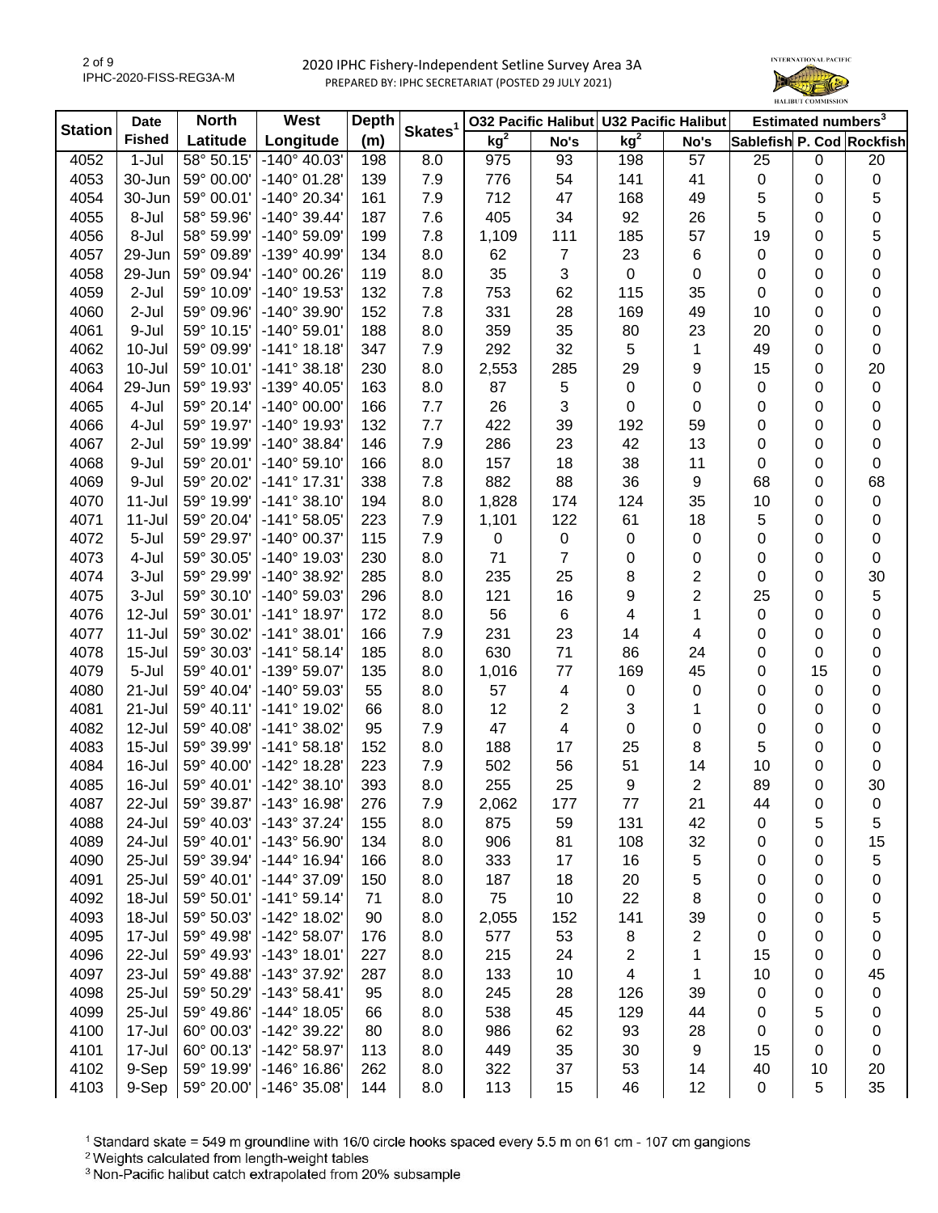# 2020 IPHC Fishery-Independent Setline Survey Area 3A

PREPARED BY: IPHC SECRETARIAT (POSTED 29 JULY 2021)

| Station | Date Fished | North Latitude | West Longitude | Depth (m) | Skates[1] | O32 Pacific Halibut | | U32 Pacific Halibut | | Estimated numbers[3] | | |
|---|---|---|---|---|---|---|---|---|---|---|---|---|
| | | | | | | kg[2] | No's | kg[2] | No's | Sablefish | P. Cod | Rockfish |
| 4052 | 1-Jul | 58° 50.15' | -140° 40.03' | 198 | 8.0 | 975 | 93 | 198 | 57 | 25 | 0 | 20 |
| 4053 | 30-Jun | 59° 00.00' | -140° 01.28' | 139 | 7.9 | 776 | 54 | 141 | 41 | 0 | 0 | 0 |
| 4054 | 30-Jun | 59° 00.01' | -140° 20.34' | 161 | 7.9 | 712 | 47 | 168 | 49 | 5 | 0 | 5 |
| 4055 | 8-Jul | 58° 59.96' | -140° 39.44' | 187 | 7.6 | 405 | 34 | 92 | 26 | 5 | 0 | 0 |
| 4056 | 8-Jul | 58° 59.99' | -140° 59.09' | 199 | 7.8 | 1,109 | 111 | 185 | 57 | 19 | 0 | 5 |
| 4057 | 29-Jun | 59° 09.89' | -139° 40.99' | 134 | 8.0 | 62 | 7 | 23 | 6 | 0 | 0 | 0 |
| 4058 | 29-Jun | 59° 09.94' | -140° 00.26' | 119 | 8.0 | 35 | 3 | 0 | 0 | 0 | 0 | 0 |
| 4059 | 2-Jul | 59° 10.09' | -140° 19.53' | 132 | 7.8 | 753 | 62 | 115 | 35 | 0 | 0 | 0 |
| 4060 | 2-Jul | 59° 09.96' | -140° 39.90' | 152 | 7.8 | 331 | 28 | 169 | 49 | 10 | 0 | 0 |
| 4061 | 9-Jul | 59° 10.15' | -140° 59.01' | 188 | 8.0 | 359 | 35 | 80 | 23 | 20 | 0 | 0 |
| 4062 | 10-Jul | 59° 09.99' | -141° 18.18' | 347 | 7.9 | 292 | 32 | 5 | 1 | 49 | 0 | 0 |
| 4063 | 10-Jul | 59° 10.01' | -141° 38.18' | 230 | 8.0 | 2,553 | 285 | 29 | 9 | 15 | 0 | 20 |
| 4064 | 29-Jun | 59° 19.93' | -139° 40.05' | 163 | 8.0 | 87 | 5 | 0 | 0 | 0 | 0 | 0 |
| 4065 | 4-Jul | 59° 20.14' | -140° 00.00' | 166 | 7.7 | 26 | 3 | 0 | 0 | 0 | 0 | 0 |
| 4066 | 4-Jul | 59° 19.97' | -140° 19.93' | 132 | 7.7 | 422 | 39 | 192 | 59 | 0 | 0 | 0 |
| 4067 | 2-Jul | 59° 19.99' | -140° 38.84' | 146 | 7.9 | 286 | 23 | 42 | 13 | 0 | 0 | 0 |
| 4068 | 9-Jul | 59° 20.01' | -140° 59.10' | 166 | 8.0 | 157 | 18 | 38 | 11 | 0 | 0 | 0 |
| 4069 | 9-Jul | 59° 20.02' | -141° 17.31' | 338 | 7.8 | 882 | 88 | 36 | 9 | 68 | 0 | 68 |
| 4070 | 11-Jul | 59° 19.99' | -141° 38.10' | 194 | 8.0 | 1,828 | 174 | 124 | 35 | 10 | 0 | 0 |
| 4071 | 11-Jul | 59° 20.04' | -141° 58.05' | 223 | 7.9 | 1,101 | 122 | 61 | 18 | 5 | 0 | 0 |
| 4072 | 5-Jul | 59° 29.97' | -140° 00.37' | 115 | 7.9 | 0 | 0 | 0 | 0 | 0 | 0 | 0 |
| 4073 | 4-Jul | 59° 30.05' | -140° 19.03' | 230 | 8.0 | 71 | 7 | 0 | 0 | 0 | 0 | 0 |
| 4074 | 3-Jul | 59° 29.99' | -140° 38.92' | 285 | 8.0 | 235 | 25 | 8 | 2 | 0 | 0 | 30 |
| 4075 | 3-Jul | 59° 30.10' | -140° 59.03' | 296 | 8.0 | 121 | 16 | 9 | 2 | 25 | 0 | 5 |
| 4076 | 12-Jul | 59° 30.01' | -141° 18.97' | 172 | 8.0 | 56 | 6 | 4 | 1 | 0 | 0 | 0 |
| 4077 | 11-Jul | 59° 30.02' | -141° 38.01' | 166 | 7.9 | 231 | 23 | 14 | 4 | 0 | 0 | 0 |
| 4078 | 15-Jul | 59° 30.03' | -141° 58.14' | 185 | 8.0 | 630 | 71 | 86 | 24 | 0 | 0 | 0 |
| 4079 | 5-Jul | 59° 40.01' | -139° 59.07' | 135 | 8.0 | 1,016 | 77 | 169 | 45 | 0 | 15 | 0 |
| 4080 | 21-Jul | 59° 40.04' | -140° 59.03' | 55 | 8.0 | 57 | 4 | 0 | 0 | 0 | 0 | 0 |
| 4081 | 21-Jul | 59° 40.11' | -141° 19.02' | 66 | 8.0 | 12 | 2 | 3 | 1 | 0 | 0 | 0 |
| 4082 | 12-Jul | 59° 40.08' | -141° 38.02' | 95 | 7.9 | 47 | 4 | 0 | 0 | 0 | 0 | 0 |
| 4083 | 15-Jul | 59° 39.99' | -141° 58.18' | 152 | 8.0 | 188 | 17 | 25 | 8 | 5 | 0 | 0 |
| 4084 | 16-Jul | 59° 40.00' | -142° 18.28' | 223 | 7.9 | 502 | 56 | 51 | 14 | 10 | 0 | 0 |
| 4085 | 16-Jul | 59° 40.01' | -142° 38.10' | 393 | 8.0 | 255 | 25 | 9 | 2 | 89 | 0 | 30 |
| 4087 | 22-Jul | 59° 39.87' | -143° 16.98' | 276 | 7.9 | 2,062 | 177 | 77 | 21 | 44 | 0 | 0 |
| 4088 | 24-Jul | 59° 40.03' | -143° 37.24' | 155 | 8.0 | 875 | 59 | 131 | 42 | 0 | 5 | 5 |
| 4089 | 24-Jul | 59° 40.01' | -143° 56.90' | 134 | 8.0 | 906 | 81 | 108 | 32 | 0 | 0 | 15 |
| 4090 | 25-Jul | 59° 39.94' | -144° 16.94' | 166 | 8.0 | 333 | 17 | 16 | 5 | 0 | 0 | 5 |
| 4091 | 25-Jul | 59° 40.01' | -144° 37.09' | 150 | 8.0 | 187 | 18 | 20 | 5 | 0 | 0 | 0 |
| 4092 | 18-Jul | 59° 50.01' | -141° 59.14' | 71 | 8.0 | 75 | 10 | 22 | 8 | 0 | 0 | 0 |
| 4093 | 18-Jul | 59° 50.03' | -142° 18.02' | 90 | 8.0 | 2,055 | 152 | 141 | 39 | 0 | 0 | 5 |
| 4095 | 17-Jul | 59° 49.98' | -142° 58.07' | 176 | 8.0 | 577 | 53 | 8 | 2 | 0 | 0 | 0 |
| 4096 | 22-Jul | 59° 49.93' | -143° 18.01' | 227 | 8.0 | 215 | 24 | 2 | 1 | 15 | 0 | 0 |
| 4097 | 23-Jul | 59° 49.88' | -143° 37.92' | 287 | 8.0 | 133 | 10 | 4 | 1 | 10 | 0 | 45 |
| 4098 | 25-Jul | 59° 50.29' | -143° 58.41' | 95 | 8.0 | 245 | 28 | 126 | 39 | 0 | 0 | 0 |
| 4099 | 25-Jul | 59° 49.86' | -144° 18.05' | 66 | 8.0 | 538 | 45 | 129 | 44 | 0 | 5 | 0 |
| 4100 | 17-Jul | 60° 00.03' | -142° 39.22' | 80 | 8.0 | 986 | 62 | 93 | 28 | 0 | 0 | 0 |
| 4101 | 17-Jul | 60° 00.13' | -142° 58.97' | 113 | 8.0 | 449 | 35 | 30 | 9 | 15 | 0 | 0 |
| 4102 | 9-Sep | 59° 19.99' | -146° 16.86' | 262 | 8.0 | 322 | 37 | 53 | 14 | 40 | 10 | 20 |
| 4103 | 9-Sep | 59° 20.00' | -146° 35.08' | 144 | 8.0 | 113 | 15 | 46 | 12 | 0 | 5 | 35 |

[1] Standard skate = 549 m groundline with 16/0 circle hooks spaced every 5.5 m on 61 cm - 107 cm gangions
[2] Weights calculated from length-weight tables
[3] Non-Pacific halibut catch extrapolated from 20% subsample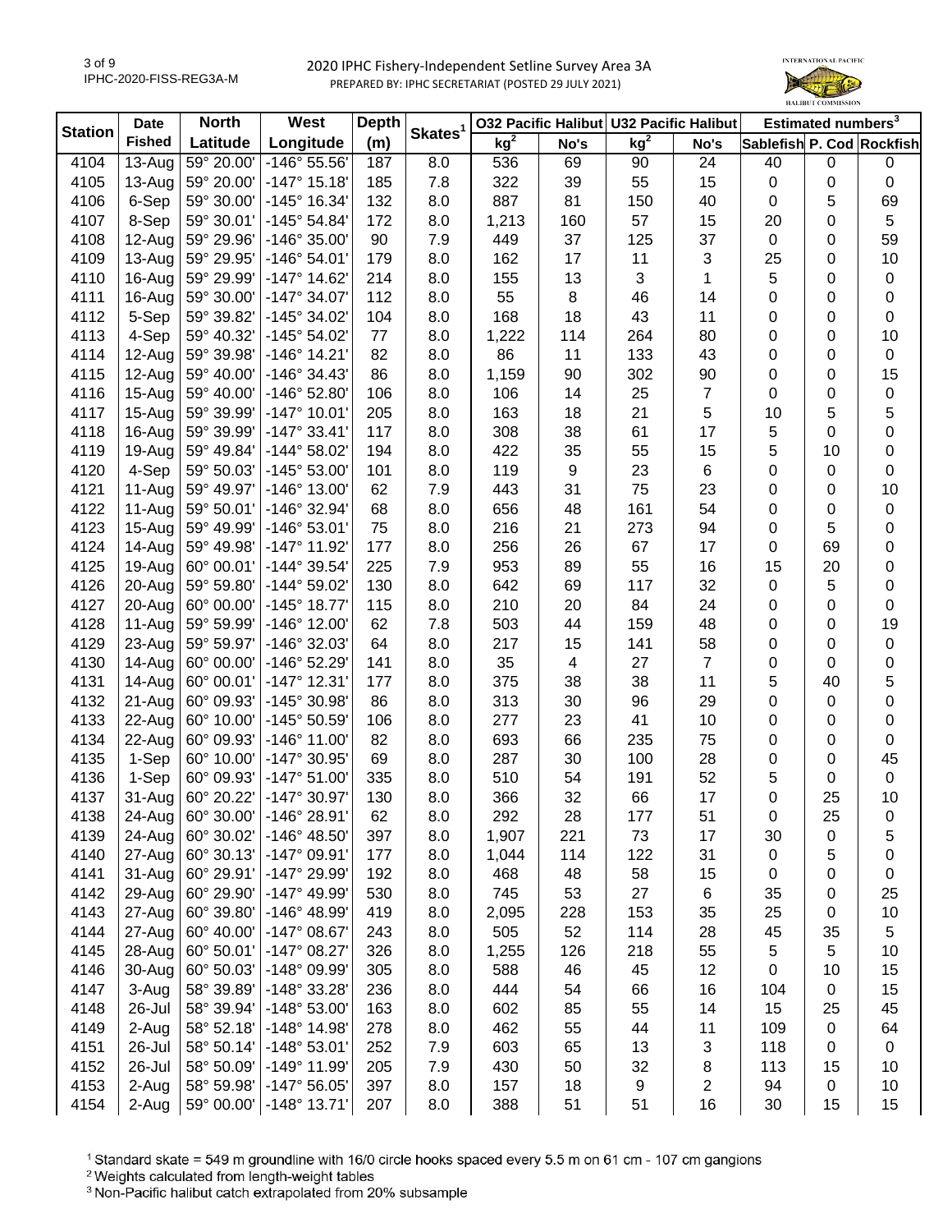# 2020 IPHC Fishery-Independent Setline Survey Area 3A

PREPARED BY: IPHC SECRETARIAT (POSTED 29 JULY 2021)

| Station | Date Fished | North Latitude | West Longitude | Depth (m) | Skates[1] | O32 Pacific Halibut kg[2] | O32 Pacific Halibut No's | U32 Pacific Halibut kg[2] | U32 Pacific Halibut No's | Estimated numbers[3] Sablefish | P. Cod | Rockfish |
|---|---|---|---|---|---|---|---|---|---|---|---|---|
| 4104 | 13-Aug | 59° 20.00' | -146° 55.56' | 187 | 8.0 | 536 | 69 | 90 | 24 | 40 | 0 | 0 |
| 4105 | 13-Aug | 59° 20.00' | -147° 15.18' | 185 | 7.8 | 322 | 39 | 55 | 15 | 0 | 0 | 0 |
| 4106 | 6-Sep | 59° 30.00' | -145° 16.34' | 132 | 8.0 | 887 | 81 | 150 | 40 | 0 | 5 | 69 |
| 4107 | 8-Sep | 59° 30.01' | -145° 54.84' | 172 | 8.0 | 1,213 | 160 | 57 | 15 | 20 | 0 | 5 |
| 4108 | 12-Aug | 59° 29.96' | -146° 35.00' | 90 | 7.9 | 449 | 37 | 125 | 37 | 0 | 0 | 59 |
| 4109 | 13-Aug | 59° 29.95' | -146° 54.01' | 179 | 8.0 | 162 | 17 | 11 | 3 | 25 | 0 | 10 |
| 4110 | 16-Aug | 59° 29.99' | -147° 14.62' | 214 | 8.0 | 155 | 13 | 3 | 1 | 5 | 0 | 0 |
| 4111 | 16-Aug | 59° 30.00' | -147° 34.07' | 112 | 8.0 | 55 | 8 | 46 | 14 | 0 | 0 | 0 |
| 4112 | 5-Sep | 59° 39.82' | -145° 34.02' | 104 | 8.0 | 168 | 18 | 43 | 11 | 0 | 0 | 0 |
| 4113 | 4-Sep | 59° 40.32' | -145° 54.02' | 77 | 8.0 | 1,222 | 114 | 264 | 80 | 0 | 0 | 10 |
| 4114 | 12-Aug | 59° 39.98' | -146° 14.21' | 82 | 8.0 | 86 | 11 | 133 | 43 | 0 | 0 | 0 |
| 4115 | 12-Aug | 59° 40.00' | -146° 34.43' | 86 | 8.0 | 1,159 | 90 | 302 | 90 | 0 | 0 | 15 |
| 4116 | 15-Aug | 59° 40.00' | -146° 52.80' | 106 | 8.0 | 106 | 14 | 25 | 7 | 0 | 0 | 0 |
| 4117 | 15-Aug | 59° 39.99' | -147° 10.01' | 205 | 8.0 | 163 | 18 | 21 | 5 | 10 | 5 | 5 |
| 4118 | 16-Aug | 59° 39.99' | -147° 33.41' | 117 | 8.0 | 308 | 38 | 61 | 17 | 5 | 0 | 0 |
| 4119 | 19-Aug | 59° 49.84' | -144° 58.02' | 194 | 8.0 | 422 | 35 | 55 | 15 | 5 | 10 | 0 |
| 4120 | 4-Sep | 59° 50.03' | -145° 53.00' | 101 | 8.0 | 119 | 9 | 23 | 6 | 0 | 0 | 0 |
| 4121 | 11-Aug | 59° 49.97' | -146° 13.00' | 62 | 7.9 | 443 | 31 | 75 | 23 | 0 | 0 | 10 |
| 4122 | 11-Aug | 59° 50.01' | -146° 32.94' | 68 | 8.0 | 656 | 48 | 161 | 54 | 0 | 0 | 0 |
| 4123 | 15-Aug | 59° 49.99' | -146° 53.01' | 75 | 8.0 | 216 | 21 | 273 | 94 | 0 | 5 | 0 |
| 4124 | 14-Aug | 59° 49.98' | -147° 11.92' | 177 | 8.0 | 256 | 26 | 67 | 17 | 0 | 69 | 0 |
| 4125 | 19-Aug | 60° 00.01' | -144° 39.54' | 225 | 7.9 | 953 | 89 | 55 | 16 | 15 | 20 | 0 |
| 4126 | 20-Aug | 59° 59.80' | -144° 59.02' | 130 | 8.0 | 642 | 69 | 117 | 32 | 0 | 5 | 0 |
| 4127 | 20-Aug | 60° 00.00' | -145° 18.77' | 115 | 8.0 | 210 | 20 | 84 | 24 | 0 | 0 | 0 |
| 4128 | 11-Aug | 59° 59.99' | -146° 12.00' | 62 | 7.8 | 503 | 44 | 159 | 48 | 0 | 0 | 19 |
| 4129 | 23-Aug | 59° 59.97' | -146° 32.03' | 64 | 8.0 | 217 | 15 | 141 | 58 | 0 | 0 | 0 |
| 4130 | 14-Aug | 60° 00.00' | -146° 52.29' | 141 | 8.0 | 35 | 4 | 27 | 7 | 0 | 0 | 0 |
| 4131 | 14-Aug | 60° 00.01' | -147° 12.31' | 177 | 8.0 | 375 | 38 | 38 | 11 | 5 | 40 | 5 |
| 4132 | 21-Aug | 60° 09.93' | -145° 30.98' | 86 | 8.0 | 313 | 30 | 96 | 29 | 0 | 0 | 0 |
| 4133 | 22-Aug | 60° 10.00' | -145° 50.59' | 106 | 8.0 | 277 | 23 | 41 | 10 | 0 | 0 | 0 |
| 4134 | 22-Aug | 60° 09.93' | -146° 11.00' | 82 | 8.0 | 693 | 66 | 235 | 75 | 0 | 0 | 0 |
| 4135 | 1-Sep | 60° 10.00' | -147° 30.95' | 69 | 8.0 | 287 | 30 | 100 | 28 | 0 | 0 | 45 |
| 4136 | 1-Sep | 60° 09.93' | -147° 51.00' | 335 | 8.0 | 510 | 54 | 191 | 52 | 5 | 0 | 0 |
| 4137 | 31-Aug | 60° 20.22' | -147° 30.97' | 130 | 8.0 | 366 | 32 | 66 | 17 | 0 | 25 | 10 |
| 4138 | 24-Aug | 60° 30.00' | -146° 28.91' | 62 | 8.0 | 292 | 28 | 177 | 51 | 0 | 25 | 0 |
| 4139 | 24-Aug | 60° 30.02' | -146° 48.50' | 397 | 8.0 | 1,907 | 221 | 73 | 17 | 30 | 0 | 5 |
| 4140 | 27-Aug | 60° 30.13' | -147° 09.91' | 177 | 8.0 | 1,044 | 114 | 122 | 31 | 0 | 5 | 0 |
| 4141 | 31-Aug | 60° 29.91' | -147° 29.99' | 192 | 8.0 | 468 | 48 | 58 | 15 | 0 | 0 | 0 |
| 4142 | 29-Aug | 60° 29.90' | -147° 49.99' | 530 | 8.0 | 745 | 53 | 27 | 6 | 35 | 0 | 25 |
| 4143 | 27-Aug | 60° 39.80' | -146° 48.99' | 419 | 8.0 | 2,095 | 228 | 153 | 35 | 25 | 0 | 10 |
| 4144 | 27-Aug | 60° 40.00' | -147° 08.67' | 243 | 8.0 | 505 | 52 | 114 | 28 | 45 | 35 | 5 |
| 4145 | 28-Aug | 60° 50.01' | -147° 08.27' | 326 | 8.0 | 1,255 | 126 | 218 | 55 | 5 | 5 | 10 |
| 4146 | 30-Aug | 60° 50.03' | -148° 09.99' | 305 | 8.0 | 588 | 46 | 45 | 12 | 0 | 10 | 15 |
| 4147 | 3-Aug | 58° 39.89' | -148° 33.28' | 236 | 8.0 | 444 | 54 | 66 | 16 | 104 | 0 | 15 |
| 4148 | 26-Jul | 58° 39.94' | -148° 53.00' | 163 | 8.0 | 602 | 85 | 55 | 14 | 15 | 25 | 45 |
| 4149 | 2-Aug | 58° 52.18' | -148° 14.98' | 278 | 8.0 | 462 | 55 | 44 | 11 | 109 | 0 | 64 |
| 4151 | 26-Jul | 58° 50.14' | -148° 53.01' | 252 | 7.9 | 603 | 65 | 13 | 3 | 118 | 0 | 0 |
| 4152 | 26-Jul | 58° 50.09' | -149° 11.99' | 205 | 7.9 | 430 | 50 | 32 | 8 | 113 | 15 | 10 |
| 4153 | 2-Aug | 58° 59.98' | -147° 56.05' | 397 | 8.0 | 157 | 18 | 9 | 2 | 94 | 0 | 10 |
| 4154 | 2-Aug | 59° 00.00' | -148° 13.71' | 207 | 8.0 | 388 | 51 | 51 | 16 | 30 | 15 | 15 |

[1] Standard skate = 549 m groundline with 16/0 circle hooks spaced every 5.5 m on 61 cm - 107 cm gangions

[2] Weights calculated from length-weight tables

[3] Non-Pacific halibut catch extrapolated from 20% subsample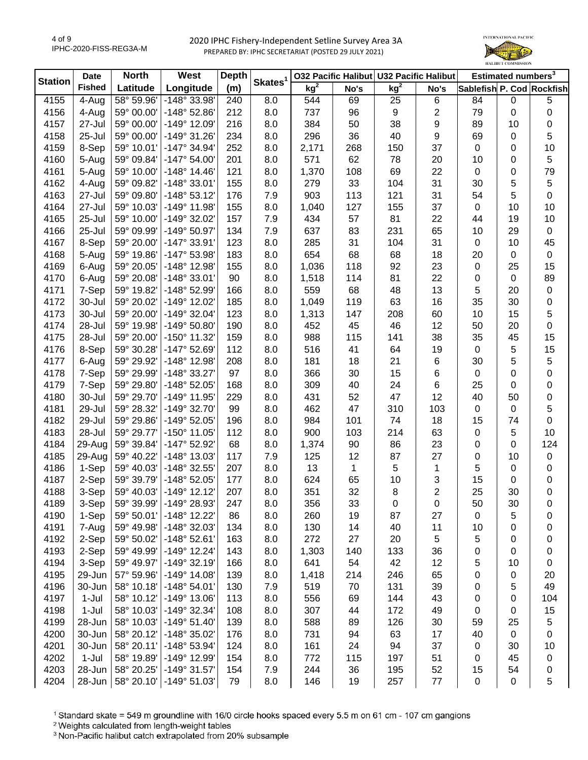## 2020 IPHC Fishery-Independent Setline Survey Area 3A

PREPARED BY: IPHC SECRETARIAT (POSTED 29 JULY 2021)

| Station | Date Fished | North Latitude | West Longitude | Depth (m) | Skates[1] | O32 Pacific Halibut kg[2] | O32 Pacific Halibut No's | U32 Pacific Halibut kg[2] | U32 Pacific Halibut No's | Estimated numbers[3] Sablefish | Estimated numbers[3] P. Cod | Estimated numbers[3] Rockfish |
|---|---|---|---|---|---|---|---|---|---|---|---|---|
| 4155 | 4-Aug | 58° 59.96' | -148° 33.98' | 240 | 8.0 | 544 | 69 | 25 | 6 | 84 | 0 | 5 |
| 4156 | 4-Aug | 59° 00.00' | -148° 52.86' | 212 | 8.0 | 737 | 96 | 9 | 2 | 79 | 0 | 0 |
| 4157 | 27-Jul | 59° 00.00' | -149° 12.09' | 216 | 8.0 | 384 | 50 | 38 | 9 | 89 | 10 | 0 |
| 4158 | 25-Jul | 59° 00.00' | -149° 31.26' | 234 | 8.0 | 296 | 36 | 40 | 9 | 69 | 0 | 5 |
| 4159 | 8-Sep | 59° 10.01' | -147° 34.94' | 252 | 8.0 | 2,171 | 268 | 150 | 37 | 0 | 0 | 10 |
| 4160 | 5-Aug | 59° 09.84' | -147° 54.00' | 201 | 8.0 | 571 | 62 | 78 | 20 | 10 | 0 | 5 |
| 4161 | 5-Aug | 59° 10.00' | -148° 14.46' | 121 | 8.0 | 1,370 | 108 | 69 | 22 | 0 | 0 | 79 |
| 4162 | 4-Aug | 59° 09.82' | -148° 33.01' | 155 | 8.0 | 279 | 33 | 104 | 31 | 30 | 5 | 5 |
| 4163 | 27-Jul | 59° 09.80' | -148° 53.12' | 176 | 7.9 | 903 | 113 | 121 | 31 | 54 | 5 | 0 |
| 4164 | 27-Jul | 59° 10.03' | -149° 11.98' | 155 | 8.0 | 1,040 | 127 | 155 | 37 | 0 | 10 | 10 |
| 4165 | 25-Jul | 59° 10.00' | -149° 32.02' | 157 | 7.9 | 434 | 57 | 81 | 22 | 44 | 19 | 10 |
| 4166 | 25-Jul | 59° 09.99' | -149° 50.97' | 134 | 7.9 | 637 | 83 | 231 | 65 | 10 | 29 | 0 |
| 4167 | 8-Sep | 59° 20.00' | -147° 33.91' | 123 | 8.0 | 285 | 31 | 104 | 31 | 0 | 10 | 45 |
| 4168 | 5-Aug | 59° 19.86' | -147° 53.98' | 183 | 8.0 | 654 | 68 | 68 | 18 | 20 | 0 | 0 |
| 4169 | 6-Aug | 59° 20.05' | -148° 12.98' | 155 | 8.0 | 1,036 | 118 | 92 | 23 | 0 | 25 | 15 |
| 4170 | 6-Aug | 59° 20.08' | -148° 33.01' | 90 | 8.0 | 1,518 | 114 | 81 | 22 | 0 | 0 | 89 |
| 4171 | 7-Sep | 59° 19.82' | -148° 52.99' | 166 | 8.0 | 559 | 68 | 48 | 13 | 5 | 20 | 0 |
| 4172 | 30-Jul | 59° 20.02' | -149° 12.02' | 185 | 8.0 | 1,049 | 119 | 63 | 16 | 35 | 30 | 0 |
| 4173 | 30-Jul | 59° 20.00' | -149° 32.04' | 123 | 8.0 | 1,313 | 147 | 208 | 60 | 10 | 15 | 5 |
| 4174 | 28-Jul | 59° 19.98' | -149° 50.80' | 190 | 8.0 | 452 | 45 | 46 | 12 | 50 | 20 | 0 |
| 4175 | 28-Jul | 59° 20.00' | -150° 11.32' | 159 | 8.0 | 988 | 115 | 141 | 38 | 35 | 45 | 15 |
| 4176 | 8-Sep | 59° 30.28' | -147° 52.69' | 112 | 8.0 | 516 | 41 | 64 | 19 | 0 | 5 | 15 |
| 4177 | 6-Aug | 59° 29.92' | -148° 12.98' | 208 | 8.0 | 181 | 18 | 21 | 6 | 30 | 5 | 5 |
| 4178 | 7-Sep | 59° 29.99' | -148° 33.27' | 97 | 8.0 | 366 | 30 | 15 | 6 | 0 | 0 | 0 |
| 4179 | 7-Sep | 59° 29.80' | -148° 52.05' | 168 | 8.0 | 309 | 40 | 24 | 6 | 25 | 0 | 0 |
| 4180 | 30-Jul | 59° 29.70' | -149° 11.95' | 229 | 8.0 | 431 | 52 | 47 | 12 | 40 | 50 | 0 |
| 4181 | 29-Jul | 59° 28.32' | -149° 32.70' | 99 | 8.0 | 462 | 47 | 310 | 103 | 0 | 0 | 5 |
| 4182 | 29-Jul | 59° 29.86' | -149° 52.05' | 196 | 8.0 | 984 | 101 | 74 | 18 | 15 | 74 | 0 |
| 4183 | 28-Jul | 59° 29.77' | -150° 11.05' | 112 | 8.0 | 900 | 103 | 214 | 63 | 0 | 5 | 10 |
| 4184 | 29-Aug | 59° 39.84' | -147° 52.92' | 68 | 8.0 | 1,374 | 90 | 86 | 23 | 0 | 0 | 124 |
| 4185 | 29-Aug | 59° 40.22' | -148° 13.03' | 117 | 7.9 | 125 | 12 | 87 | 27 | 0 | 10 | 0 |
| 4186 | 1-Sep | 59° 40.03' | -148° 32.55' | 207 | 8.0 | 13 | 1 | 5 | 1 | 5 | 0 | 0 |
| 4187 | 2-Sep | 59° 39.79' | -148° 52.05' | 177 | 8.0 | 624 | 65 | 10 | 3 | 15 | 0 | 0 |
| 4188 | 3-Sep | 59° 40.03' | -149° 12.12' | 207 | 8.0 | 351 | 32 | 8 | 2 | 25 | 30 | 0 |
| 4189 | 3-Sep | 59° 39.99' | -149° 28.93' | 247 | 8.0 | 356 | 33 | 0 | 0 | 50 | 30 | 0 |
| 4190 | 1-Sep | 59° 50.01' | -148° 12.22' | 86 | 8.0 | 260 | 19 | 87 | 27 | 0 | 5 | 0 |
| 4191 | 7-Aug | 59° 49.98' | -148° 32.03' | 134 | 8.0 | 130 | 14 | 40 | 11 | 10 | 0 | 0 |
| 4192 | 2-Sep | 59° 50.02' | -148° 52.61' | 163 | 8.0 | 272 | 27 | 20 | 5 | 5 | 0 | 0 |
| 4193 | 2-Sep | 59° 49.99' | -149° 12.24' | 143 | 8.0 | 1,303 | 140 | 133 | 36 | 0 | 0 | 0 |
| 4194 | 3-Sep | 59° 49.97' | -149° 32.19' | 166 | 8.0 | 641 | 54 | 42 | 12 | 5 | 10 | 0 |
| 4195 | 29-Jun | 57° 59.96' | -149° 14.08' | 139 | 8.0 | 1,418 | 214 | 246 | 65 | 0 | 0 | 20 |
| 4196 | 30-Jun | 58° 10.18' | -148° 54.01' | 130 | 7.9 | 519 | 70 | 131 | 39 | 0 | 5 | 49 |
| 4197 | 1-Jul | 58° 10.12' | -149° 13.06' | 113 | 8.0 | 556 | 69 | 144 | 43 | 0 | 0 | 104 |
| 4198 | 1-Jul | 58° 10.03' | -149° 32.34' | 108 | 8.0 | 307 | 44 | 172 | 49 | 0 | 0 | 15 |
| 4199 | 28-Jun | 58° 10.03' | -149° 51.40' | 139 | 8.0 | 588 | 89 | 126 | 30 | 59 | 25 | 5 |
| 4200 | 30-Jun | 58° 20.12' | -148° 35.02' | 176 | 8.0 | 731 | 94 | 63 | 17 | 40 | 0 | 0 |
| 4201 | 30-Jun | 58° 20.11' | -148° 53.94' | 124 | 8.0 | 161 | 24 | 94 | 37 | 0 | 30 | 10 |
| 4202 | 1-Jul | 58° 19.89' | -149° 12.99' | 154 | 8.0 | 772 | 115 | 197 | 51 | 0 | 45 | 0 |
| 4203 | 28-Jun | 58° 20.25' | -149° 31.57' | 154 | 7.9 | 244 | 36 | 195 | 52 | 15 | 54 | 0 |
| 4204 | 28-Jun | 58° 20.10' | -149° 51.03' | 79 | 8.0 | 146 | 19 | 257 | 77 | 0 | 0 | 5 |

[1] Standard skate = 549 m groundline with 16/0 circle hooks spaced every 5.5 m on 61 cm - 107 cm gangions
[2] Weights calculated from length-weight tables
[3] Non-Pacific halibut catch extrapolated from 20% subsample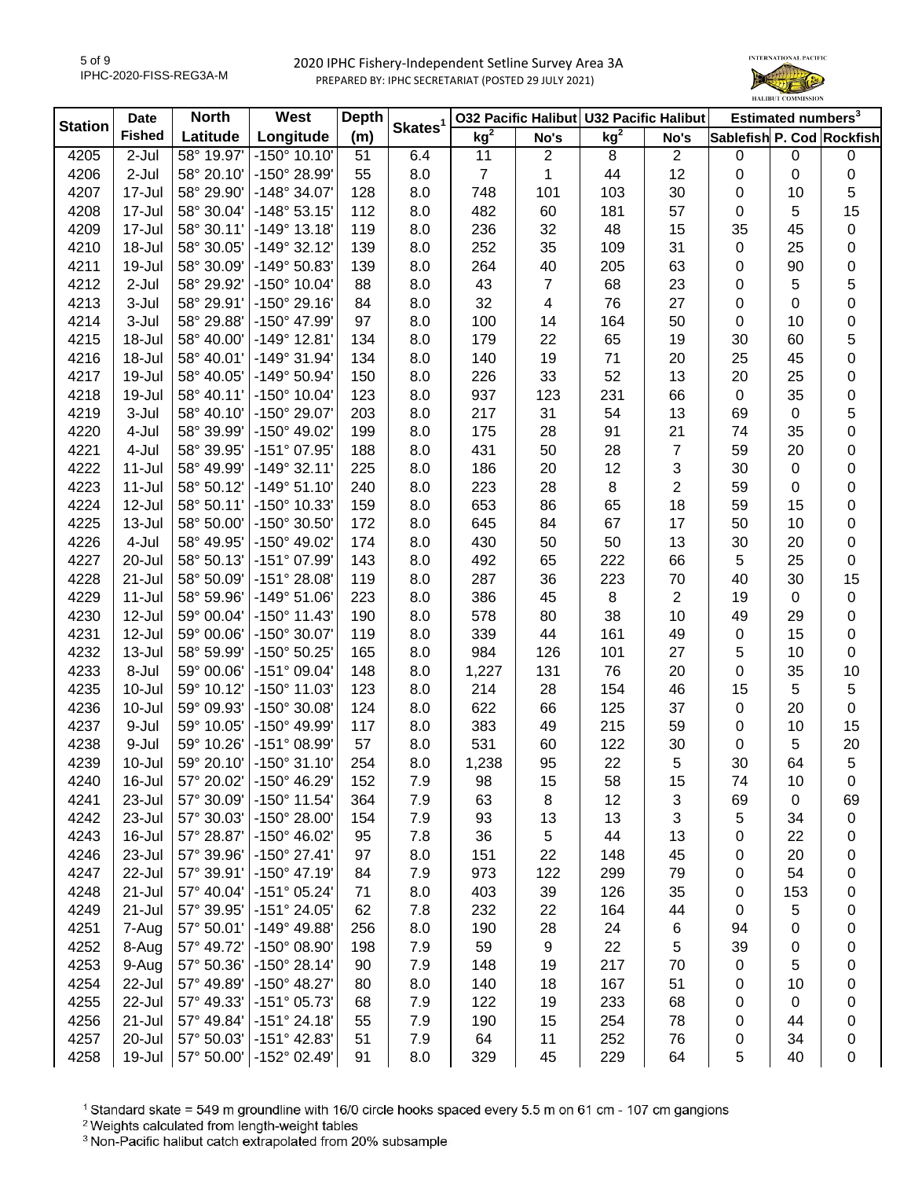# 2020 IPHC Fishery-Independent Setline Survey Area 3A

PREPARED BY: IPHC SECRETARIAT (POSTED 29 JULY 2021)

| Station | Date Fished | North Latitude | West Longitude | Depth (m) | Skates[1] | O32 Pacific Halibut kg[2] | O32 Pacific Halibut No's | U32 Pacific Halibut kg[2] | U32 Pacific Halibut No's | Estimated numbers[3] Sablefish | P. Cod | Rockfish |
|---|---|---|---|---|---|---|---|---|---|---|---|---|
| 4205 | 2-Jul | 58° 19.97' | -150° 10.10' | 51 | 6.4 | 11 | 2 | 8 | 2 | 0 | 0 | 0 |
| 4206 | 2-Jul | 58° 20.10' | -150° 28.99' | 55 | 8.0 | 7 | 1 | 44 | 12 | 0 | 0 | 0 |
| 4207 | 17-Jul | 58° 29.90' | -148° 34.07' | 128 | 8.0 | 748 | 101 | 103 | 30 | 0 | 10 | 5 |
| 4208 | 17-Jul | 58° 30.04' | -148° 53.15' | 112 | 8.0 | 482 | 60 | 181 | 57 | 0 | 5 | 15 |
| 4209 | 17-Jul | 58° 30.11' | -149° 13.18' | 119 | 8.0 | 236 | 32 | 48 | 15 | 35 | 45 | 0 |
| 4210 | 18-Jul | 58° 30.05' | -149° 32.12' | 139 | 8.0 | 252 | 35 | 109 | 31 | 0 | 25 | 0 |
| 4211 | 19-Jul | 58° 30.09' | -149° 50.83' | 139 | 8.0 | 264 | 40 | 205 | 63 | 0 | 90 | 0 |
| 4212 | 2-Jul | 58° 29.92' | -150° 10.04' | 88 | 8.0 | 43 | 7 | 68 | 23 | 0 | 5 | 5 |
| 4213 | 3-Jul | 58° 29.91' | -150° 29.16' | 84 | 8.0 | 32 | 4 | 76 | 27 | 0 | 0 | 0 |
| 4214 | 3-Jul | 58° 29.88' | -150° 47.99' | 97 | 8.0 | 100 | 14 | 164 | 50 | 0 | 10 | 0 |
| 4215 | 18-Jul | 58° 40.00' | -149° 12.81' | 134 | 8.0 | 179 | 22 | 65 | 19 | 30 | 60 | 5 |
| 4216 | 18-Jul | 58° 40.01' | -149° 31.94' | 134 | 8.0 | 140 | 19 | 71 | 20 | 25 | 45 | 0 |
| 4217 | 19-Jul | 58° 40.05' | -149° 50.94' | 150 | 8.0 | 226 | 33 | 52 | 13 | 20 | 25 | 0 |
| 4218 | 19-Jul | 58° 40.11' | -150° 10.04' | 123 | 8.0 | 937 | 123 | 231 | 66 | 0 | 35 | 0 |
| 4219 | 3-Jul | 58° 40.10' | -150° 29.07' | 203 | 8.0 | 217 | 31 | 54 | 13 | 69 | 0 | 5 |
| 4220 | 4-Jul | 58° 39.99' | -150° 49.02' | 199 | 8.0 | 175 | 28 | 91 | 21 | 74 | 35 | 0 |
| 4221 | 4-Jul | 58° 39.95' | -151° 07.95' | 188 | 8.0 | 431 | 50 | 28 | 7 | 59 | 20 | 0 |
| 4222 | 11-Jul | 58° 49.99' | -149° 32.11' | 225 | 8.0 | 186 | 20 | 12 | 3 | 30 | 0 | 0 |
| 4223 | 11-Jul | 58° 50.12' | -149° 51.10' | 240 | 8.0 | 223 | 28 | 8 | 2 | 59 | 0 | 0 |
| 4224 | 12-Jul | 58° 50.11' | -150° 10.33' | 159 | 8.0 | 653 | 86 | 65 | 18 | 59 | 15 | 0 |
| 4225 | 13-Jul | 58° 50.00' | -150° 30.50' | 172 | 8.0 | 645 | 84 | 67 | 17 | 50 | 10 | 0 |
| 4226 | 4-Jul | 58° 49.95' | -150° 49.02' | 174 | 8.0 | 430 | 50 | 50 | 13 | 30 | 20 | 0 |
| 4227 | 20-Jul | 58° 50.13' | -151° 07.99' | 143 | 8.0 | 492 | 65 | 222 | 66 | 5 | 25 | 0 |
| 4228 | 21-Jul | 58° 50.09' | -151° 28.08' | 119 | 8.0 | 287 | 36 | 223 | 70 | 40 | 30 | 15 |
| 4229 | 11-Jul | 58° 59.96' | -149° 51.06' | 223 | 8.0 | 386 | 45 | 8 | 2 | 19 | 0 | 0 |
| 4230 | 12-Jul | 59° 00.04' | -150° 11.43' | 190 | 8.0 | 578 | 80 | 38 | 10 | 49 | 29 | 0 |
| 4231 | 12-Jul | 59° 00.06' | -150° 30.07' | 119 | 8.0 | 339 | 44 | 161 | 49 | 0 | 15 | 0 |
| 4232 | 13-Jul | 58° 59.99' | -150° 50.25' | 165 | 8.0 | 984 | 126 | 101 | 27 | 5 | 10 | 0 |
| 4233 | 8-Jul | 59° 00.06' | -151° 09.04' | 148 | 8.0 | 1,227 | 131 | 76 | 20 | 0 | 35 | 10 |
| 4235 | 10-Jul | 59° 10.12' | -150° 11.03' | 123 | 8.0 | 214 | 28 | 154 | 46 | 15 | 5 | 5 |
| 4236 | 10-Jul | 59° 09.93' | -150° 30.08' | 124 | 8.0 | 622 | 66 | 125 | 37 | 0 | 20 | 0 |
| 4237 | 9-Jul | 59° 10.05' | -150° 49.99' | 117 | 8.0 | 383 | 49 | 215 | 59 | 0 | 10 | 15 |
| 4238 | 9-Jul | 59° 10.26' | -151° 08.99' | 57 | 8.0 | 531 | 60 | 122 | 30 | 0 | 5 | 20 |
| 4239 | 10-Jul | 59° 20.10' | -150° 31.10' | 254 | 8.0 | 1,238 | 95 | 22 | 5 | 30 | 64 | 5 |
| 4240 | 16-Jul | 57° 20.02' | -150° 46.29' | 152 | 7.9 | 98 | 15 | 58 | 15 | 74 | 10 | 0 |
| 4241 | 23-Jul | 57° 30.09' | -150° 11.54' | 364 | 7.9 | 63 | 8 | 12 | 3 | 69 | 0 | 69 |
| 4242 | 23-Jul | 57° 30.03' | -150° 28.00' | 154 | 7.9 | 93 | 13 | 13 | 3 | 5 | 34 | 0 |
| 4243 | 16-Jul | 57° 28.87' | -150° 46.02' | 95 | 7.8 | 36 | 5 | 44 | 13 | 0 | 22 | 0 |
| 4246 | 23-Jul | 57° 39.96' | -150° 27.41' | 97 | 8.0 | 151 | 22 | 148 | 45 | 0 | 20 | 0 |
| 4247 | 22-Jul | 57° 39.91' | -150° 47.19' | 84 | 7.9 | 973 | 122 | 299 | 79 | 0 | 54 | 0 |
| 4248 | 21-Jul | 57° 40.04' | -151° 05.24' | 71 | 8.0 | 403 | 39 | 126 | 35 | 0 | 153 | 0 |
| 4249 | 21-Jul | 57° 39.95' | -151° 24.05' | 62 | 7.8 | 232 | 22 | 164 | 44 | 0 | 5 | 0 |
| 4251 | 7-Aug | 57° 50.01' | -149° 49.88' | 256 | 8.0 | 190 | 28 | 24 | 6 | 94 | 0 | 0 |
| 4252 | 8-Aug | 57° 49.72' | -150° 08.90' | 198 | 7.9 | 59 | 9 | 22 | 5 | 39 | 0 | 0 |
| 4253 | 9-Aug | 57° 50.36' | -150° 28.14' | 90 | 7.9 | 148 | 19 | 217 | 70 | 0 | 5 | 0 |
| 4254 | 22-Jul | 57° 49.89' | -150° 48.27' | 80 | 8.0 | 140 | 18 | 167 | 51 | 0 | 10 | 0 |
| 4255 | 22-Jul | 57° 49.33' | -151° 05.73' | 68 | 7.9 | 122 | 19 | 233 | 68 | 0 | 0 | 0 |
| 4256 | 21-Jul | 57° 49.84' | -151° 24.18' | 55 | 7.9 | 190 | 15 | 254 | 78 | 0 | 44 | 0 |
| 4257 | 20-Jul | 57° 50.03' | -151° 42.83' | 51 | 7.9 | 64 | 11 | 252 | 76 | 0 | 34 | 0 |
| 4258 | 19-Jul | 57° 50.00' | -152° 02.49' | 91 | 8.0 | 329 | 45 | 229 | 64 | 5 | 40 | 0 |

[1] Standard skate = 549 m groundline with 16/0 circle hooks spaced every 5.5 m on 61 cm - 107 cm gangions

[2] Weights calculated from length-weight tables

[3] Non-Pacific halibut catch extrapolated from 20% subsample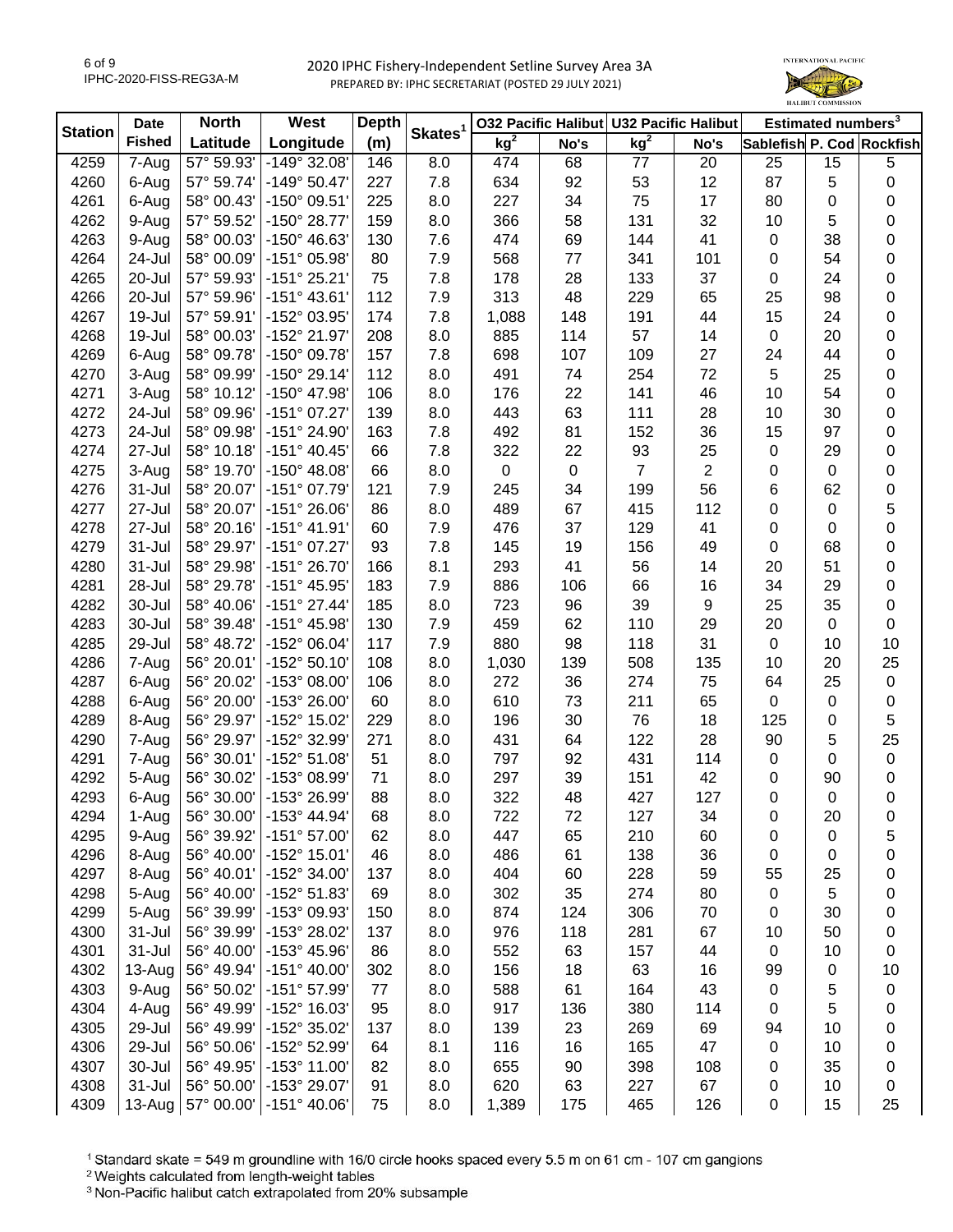# 2020 IPHC Fishery-Independent Setline Survey Area 3A

PREPARED BY: IPHC SECRETARIAT (POSTED 29 JULY 2021)

| Station | Date Fished | North Latitude | West Longitude | Depth (m) | Skates[1] | O32 Pacific Halibut kg[2] | O32 Pacific Halibut No's | U32 Pacific Halibut kg[2] | U32 Pacific Halibut No's | Estimated numbers[3] Sablefish | P. Cod | Rockfish |
|---|---|---|---|---|---|---|---|---|---|---|---|---|
| 4259 | 7-Aug | 57° 59.93' | -149° 32.08' | 146 | 8.0 | 474 | 68 | 77 | 20 | 25 | 15 | 5 |
| 4260 | 6-Aug | 57° 59.74' | -149° 50.47' | 227 | 7.8 | 634 | 92 | 53 | 12 | 87 | 5 | 0 |
| 4261 | 6-Aug | 58° 00.43' | -150° 09.51' | 225 | 8.0 | 227 | 34 | 75 | 17 | 80 | 0 | 0 |
| 4262 | 9-Aug | 57° 59.52' | -150° 28.77' | 159 | 8.0 | 366 | 58 | 131 | 32 | 10 | 5 | 0 |
| 4263 | 9-Aug | 58° 00.03' | -150° 46.63' | 130 | 7.6 | 474 | 69 | 144 | 41 | 0 | 38 | 0 |
| 4264 | 24-Jul | 58° 00.09' | -151° 05.98' | 80 | 7.9 | 568 | 77 | 341 | 101 | 0 | 54 | 0 |
| 4265 | 20-Jul | 57° 59.93' | -151° 25.21' | 75 | 7.8 | 178 | 28 | 133 | 37 | 0 | 24 | 0 |
| 4266 | 20-Jul | 57° 59.96' | -151° 43.61' | 112 | 7.9 | 313 | 48 | 229 | 65 | 25 | 98 | 0 |
| 4267 | 19-Jul | 57° 59.91' | -152° 03.95' | 174 | 7.8 | 1,088 | 148 | 191 | 44 | 15 | 24 | 0 |
| 4268 | 19-Jul | 58° 00.03' | -152° 21.97' | 208 | 8.0 | 885 | 114 | 57 | 14 | 0 | 20 | 0 |
| 4269 | 6-Aug | 58° 09.78' | -150° 09.78' | 157 | 7.8 | 698 | 107 | 109 | 27 | 24 | 44 | 0 |
| 4270 | 3-Aug | 58° 09.99' | -150° 29.14' | 112 | 8.0 | 491 | 74 | 254 | 72 | 5 | 25 | 0 |
| 4271 | 3-Aug | 58° 10.12' | -150° 47.98' | 106 | 8.0 | 176 | 22 | 141 | 46 | 10 | 54 | 0 |
| 4272 | 24-Jul | 58° 09.96' | -151° 07.27' | 139 | 8.0 | 443 | 63 | 111 | 28 | 10 | 30 | 0 |
| 4273 | 24-Jul | 58° 09.98' | -151° 24.90' | 163 | 7.8 | 492 | 81 | 152 | 36 | 15 | 97 | 0 |
| 4274 | 27-Jul | 58° 10.18' | -151° 40.45' | 66 | 7.8 | 322 | 22 | 93 | 25 | 0 | 29 | 0 |
| 4275 | 3-Aug | 58° 19.70' | -150° 48.08' | 66 | 8.0 | 0 | 0 | 7 | 2 | 0 | 0 | 0 |
| 4276 | 31-Jul | 58° 20.07' | -151° 07.79' | 121 | 7.9 | 245 | 34 | 199 | 56 | 6 | 62 | 0 |
| 4277 | 27-Jul | 58° 20.07' | -151° 26.06' | 86 | 8.0 | 489 | 67 | 415 | 112 | 0 | 0 | 5 |
| 4278 | 27-Jul | 58° 20.16' | -151° 41.91' | 60 | 7.9 | 476 | 37 | 129 | 41 | 0 | 0 | 0 |
| 4279 | 31-Jul | 58° 29.97' | -151° 07.27' | 93 | 7.8 | 145 | 19 | 156 | 49 | 0 | 68 | 0 |
| 4280 | 31-Jul | 58° 29.98' | -151° 26.70' | 166 | 8.1 | 293 | 41 | 56 | 14 | 20 | 51 | 0 |
| 4281 | 28-Jul | 58° 29.78' | -151° 45.95' | 183 | 7.9 | 886 | 106 | 66 | 16 | 34 | 29 | 0 |
| 4282 | 30-Jul | 58° 40.06' | -151° 27.44' | 185 | 8.0 | 723 | 96 | 39 | 9 | 25 | 35 | 0 |
| 4283 | 30-Jul | 58° 39.48' | -151° 45.98' | 130 | 7.9 | 459 | 62 | 110 | 29 | 20 | 0 | 0 |
| 4285 | 29-Jul | 58° 48.72' | -152° 06.04' | 117 | 7.9 | 880 | 98 | 118 | 31 | 0 | 10 | 10 |
| 4286 | 7-Aug | 56° 20.01' | -152° 50.10' | 108 | 8.0 | 1,030 | 139 | 508 | 135 | 10 | 20 | 25 |
| 4287 | 6-Aug | 56° 20.02' | -153° 08.00' | 106 | 8.0 | 272 | 36 | 274 | 75 | 64 | 25 | 0 |
| 4288 | 6-Aug | 56° 20.00' | -153° 26.00' | 60 | 8.0 | 610 | 73 | 211 | 65 | 0 | 0 | 0 |
| 4289 | 8-Aug | 56° 29.97' | -152° 15.02' | 229 | 8.0 | 196 | 30 | 76 | 18 | 125 | 0 | 5 |
| 4290 | 7-Aug | 56° 29.97' | -152° 32.99' | 271 | 8.0 | 431 | 64 | 122 | 28 | 90 | 5 | 25 |
| 4291 | 7-Aug | 56° 30.01' | -152° 51.08' | 51 | 8.0 | 797 | 92 | 431 | 114 | 0 | 0 | 0 |
| 4292 | 5-Aug | 56° 30.02' | -153° 08.99' | 71 | 8.0 | 297 | 39 | 151 | 42 | 0 | 90 | 0 |
| 4293 | 6-Aug | 56° 30.00' | -153° 26.99' | 88 | 8.0 | 322 | 48 | 427 | 127 | 0 | 0 | 0 |
| 4294 | 1-Aug | 56° 30.00' | -153° 44.94' | 68 | 8.0 | 722 | 72 | 127 | 34 | 0 | 20 | 0 |
| 4295 | 9-Aug | 56° 39.92' | -151° 57.00' | 62 | 8.0 | 447 | 65 | 210 | 60 | 0 | 0 | 5 |
| 4296 | 8-Aug | 56° 40.00' | -152° 15.01' | 46 | 8.0 | 486 | 61 | 138 | 36 | 0 | 0 | 0 |
| 4297 | 8-Aug | 56° 40.01' | -152° 34.00' | 137 | 8.0 | 404 | 60 | 228 | 59 | 55 | 25 | 0 |
| 4298 | 5-Aug | 56° 40.00' | -152° 51.83' | 69 | 8.0 | 302 | 35 | 274 | 80 | 0 | 5 | 0 |
| 4299 | 5-Aug | 56° 39.99' | -153° 09.93' | 150 | 8.0 | 874 | 124 | 306 | 70 | 0 | 30 | 0 |
| 4300 | 31-Jul | 56° 39.99' | -153° 28.02' | 137 | 8.0 | 976 | 118 | 281 | 67 | 10 | 50 | 0 |
| 4301 | 31-Jul | 56° 40.00' | -153° 45.96' | 86 | 8.0 | 552 | 63 | 157 | 44 | 0 | 10 | 0 |
| 4302 | 13-Aug | 56° 49.94' | -151° 40.00' | 302 | 8.0 | 156 | 18 | 63 | 16 | 99 | 0 | 10 |
| 4303 | 9-Aug | 56° 50.02' | -151° 57.99' | 77 | 8.0 | 588 | 61 | 164 | 43 | 0 | 5 | 0 |
| 4304 | 4-Aug | 56° 49.99' | -152° 16.03' | 95 | 8.0 | 917 | 136 | 380 | 114 | 0 | 5 | 0 |
| 4305 | 29-Jul | 56° 49.99' | -152° 35.02' | 137 | 8.0 | 139 | 23 | 269 | 69 | 94 | 10 | 0 |
| 4306 | 29-Jul | 56° 50.06' | -152° 52.99' | 64 | 8.1 | 116 | 16 | 165 | 47 | 0 | 10 | 0 |
| 4307 | 30-Jul | 56° 49.95' | -153° 11.00' | 82 | 8.0 | 655 | 90 | 398 | 108 | 0 | 35 | 0 |
| 4308 | 31-Jul | 56° 50.00' | -153° 29.07' | 91 | 8.0 | 620 | 63 | 227 | 67 | 0 | 10 | 0 |
| 4309 | 13-Aug | 57° 00.00' | -151° 40.06' | 75 | 8.0 | 1,389 | 175 | 465 | 126 | 0 | 15 | 25 |

[1] Standard skate = 549 m groundline with 16/0 circle hooks spaced every 5.5 m on 61 cm - 107 cm gangions

[2] Weights calculated from length-weight tables

[3] Non-Pacific halibut catch extrapolated from 20% subsample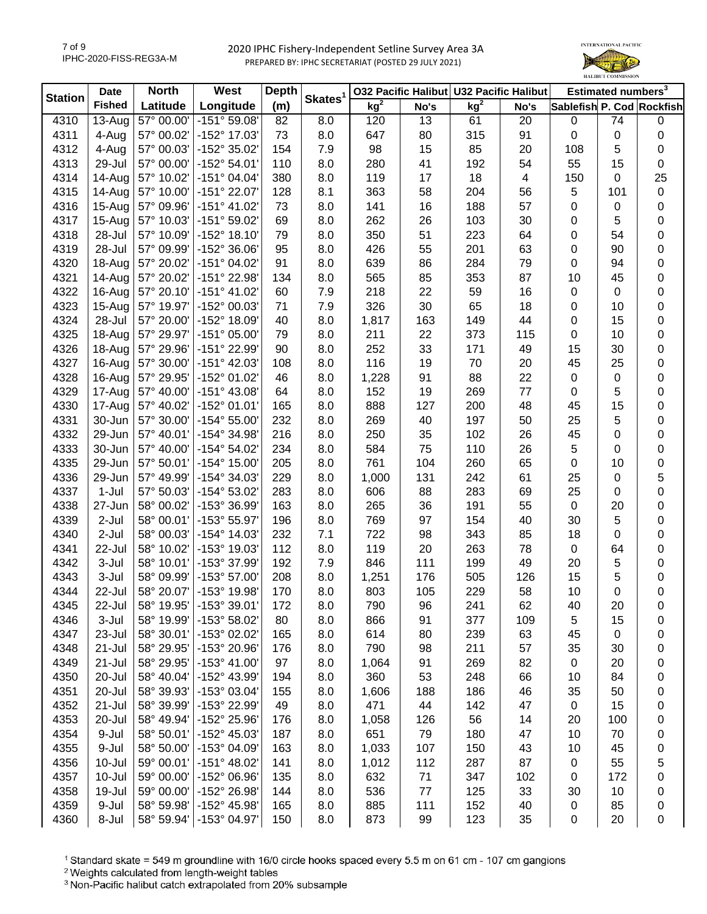# 2020 IPHC Fishery-Independent Setline Survey Area 3A

PREPARED BY: IPHC SECRETARIAT (POSTED 29 JULY 2021)

| Station | Date Fished | North Latitude | West Longitude | Depth (m) | Skates[1] | O32 Pacific Halibut kg[2] | O32 Pacific Halibut No's | U32 Pacific Halibut kg[2] | U32 Pacific Halibut No's | Estimated numbers[3] Sablefish | P. Cod | Rockfish |
|---|---|---|---|---|---|---|---|---|---|---|---|---|
| 4310 | 13-Aug | 57° 00.00' | -151° 59.08' | 82 | 8.0 | 120 | 13 | 61 | 20 | 0 | 74 | 0 |
| 4311 | 4-Aug | 57° 00.02' | -152° 17.03' | 73 | 8.0 | 647 | 80 | 315 | 91 | 0 | 0 | 0 |
| 4312 | 4-Aug | 57° 00.03' | -152° 35.02' | 154 | 7.9 | 98 | 15 | 85 | 20 | 108 | 5 | 0 |
| 4313 | 29-Jul | 57° 00.00' | -152° 54.01' | 110 | 8.0 | 280 | 41 | 192 | 54 | 55 | 15 | 0 |
| 4314 | 14-Aug | 57° 10.02' | -151° 04.04' | 380 | 8.0 | 119 | 17 | 18 | 4 | 150 | 0 | 25 |
| 4315 | 14-Aug | 57° 10.00' | -151° 22.07' | 128 | 8.1 | 363 | 58 | 204 | 56 | 5 | 101 | 0 |
| 4316 | 15-Aug | 57° 09.96' | -151° 41.02' | 73 | 8.0 | 141 | 16 | 188 | 57 | 0 | 0 | 0 |
| 4317 | 15-Aug | 57° 10.03' | -151° 59.02' | 69 | 8.0 | 262 | 26 | 103 | 30 | 0 | 5 | 0 |
| 4318 | 28-Jul | 57° 10.09' | -152° 18.10' | 79 | 8.0 | 350 | 51 | 223 | 64 | 0 | 54 | 0 |
| 4319 | 28-Jul | 57° 09.99' | -152° 36.06' | 95 | 8.0 | 426 | 55 | 201 | 63 | 0 | 90 | 0 |
| 4320 | 18-Aug | 57° 20.02' | -151° 04.02' | 91 | 8.0 | 639 | 86 | 284 | 79 | 0 | 94 | 0 |
| 4321 | 14-Aug | 57° 20.02' | -151° 22.98' | 134 | 8.0 | 565 | 85 | 353 | 87 | 10 | 45 | 0 |
| 4322 | 16-Aug | 57° 20.10' | -151° 41.02' | 60 | 7.9 | 218 | 22 | 59 | 16 | 0 | 0 | 0 |
| 4323 | 15-Aug | 57° 19.97' | -152° 00.03' | 71 | 7.9 | 326 | 30 | 65 | 18 | 0 | 10 | 0 |
| 4324 | 28-Jul | 57° 20.00' | -152° 18.09' | 40 | 8.0 | 1,817 | 163 | 149 | 44 | 0 | 15 | 0 |
| 4325 | 18-Aug | 57° 29.97' | -151° 05.00' | 79 | 8.0 | 211 | 22 | 373 | 115 | 0 | 10 | 0 |
| 4326 | 18-Aug | 57° 29.96' | -151° 22.99' | 90 | 8.0 | 252 | 33 | 171 | 49 | 15 | 30 | 0 |
| 4327 | 16-Aug | 57° 30.00' | -151° 42.03' | 108 | 8.0 | 116 | 19 | 70 | 20 | 45 | 25 | 0 |
| 4328 | 16-Aug | 57° 29.95' | -152° 01.02' | 46 | 8.0 | 1,228 | 91 | 88 | 22 | 0 | 0 | 0 |
| 4329 | 17-Aug | 57° 40.00' | -151° 43.08' | 64 | 8.0 | 152 | 19 | 269 | 77 | 0 | 5 | 0 |
| 4330 | 17-Aug | 57° 40.02' | -152° 01.01' | 165 | 8.0 | 888 | 127 | 200 | 48 | 45 | 15 | 0 |
| 4331 | 30-Jun | 57° 30.00' | -154° 55.00' | 232 | 8.0 | 269 | 40 | 197 | 50 | 25 | 5 | 0 |
| 4332 | 29-Jun | 57° 40.01' | -154° 34.98' | 216 | 8.0 | 250 | 35 | 102 | 26 | 45 | 0 | 0 |
| 4333 | 30-Jun | 57° 40.00' | -154° 54.02' | 234 | 8.0 | 584 | 75 | 110 | 26 | 5 | 0 | 0 |
| 4335 | 29-Jun | 57° 50.01' | -154° 15.00' | 205 | 8.0 | 761 | 104 | 260 | 65 | 0 | 10 | 0 |
| 4336 | 29-Jun | 57° 49.99' | -154° 34.03' | 229 | 8.0 | 1,000 | 131 | 242 | 61 | 25 | 0 | 5 |
| 4337 | 1-Jul | 57° 50.03' | -154° 53.02' | 283 | 8.0 | 606 | 88 | 283 | 69 | 25 | 0 | 0 |
| 4338 | 27-Jun | 58° 00.02' | -153° 36.99' | 163 | 8.0 | 265 | 36 | 191 | 55 | 0 | 20 | 0 |
| 4339 | 2-Jul | 58° 00.01' | -153° 55.97' | 196 | 8.0 | 769 | 97 | 154 | 40 | 30 | 5 | 0 |
| 4340 | 2-Jul | 58° 00.03' | -154° 14.03' | 232 | 7.1 | 722 | 98 | 343 | 85 | 18 | 0 | 0 |
| 4341 | 22-Jul | 58° 10.02' | -153° 19.03' | 112 | 8.0 | 119 | 20 | 263 | 78 | 0 | 64 | 0 |
| 4342 | 3-Jul | 58° 10.01' | -153° 37.99' | 192 | 7.9 | 846 | 111 | 199 | 49 | 20 | 5 | 0 |
| 4343 | 3-Jul | 58° 09.99' | -153° 57.00' | 208 | 8.0 | 1,251 | 176 | 505 | 126 | 15 | 5 | 0 |
| 4344 | 22-Jul | 58° 20.07' | -153° 19.98' | 170 | 8.0 | 803 | 105 | 229 | 58 | 10 | 0 | 0 |
| 4345 | 22-Jul | 58° 19.95' | -153° 39.01' | 172 | 8.0 | 790 | 96 | 241 | 62 | 40 | 20 | 0 |
| 4346 | 3-Jul | 58° 19.99' | -153° 58.02' | 80 | 8.0 | 866 | 91 | 377 | 109 | 5 | 15 | 0 |
| 4347 | 23-Jul | 58° 30.01' | -153° 02.02' | 165 | 8.0 | 614 | 80 | 239 | 63 | 45 | 0 | 0 |
| 4348 | 21-Jul | 58° 29.95' | -153° 20.96' | 176 | 8.0 | 790 | 98 | 211 | 57 | 35 | 30 | 0 |
| 4349 | 21-Jul | 58° 29.95' | -153° 41.00' | 97 | 8.0 | 1,064 | 91 | 269 | 82 | 0 | 20 | 0 |
| 4350 | 20-Jul | 58° 40.04' | -152° 43.99' | 194 | 8.0 | 360 | 53 | 248 | 66 | 10 | 84 | 0 |
| 4351 | 20-Jul | 58° 39.93' | -153° 03.04' | 155 | 8.0 | 1,606 | 188 | 186 | 46 | 35 | 50 | 0 |
| 4352 | 21-Jul | 58° 39.99' | -153° 22.99' | 49 | 8.0 | 471 | 44 | 142 | 47 | 0 | 15 | 0 |
| 4353 | 20-Jul | 58° 49.94' | -152° 25.96' | 176 | 8.0 | 1,058 | 126 | 56 | 14 | 20 | 100 | 0 |
| 4354 | 9-Jul | 58° 50.01' | -152° 45.03' | 187 | 8.0 | 651 | 79 | 180 | 47 | 10 | 70 | 0 |
| 4355 | 9-Jul | 58° 50.00' | -153° 04.09' | 163 | 8.0 | 1,033 | 107 | 150 | 43 | 10 | 45 | 0 |
| 4356 | 10-Jul | 59° 00.01' | -151° 48.02' | 141 | 8.0 | 1,012 | 112 | 287 | 87 | 0 | 55 | 5 |
| 4357 | 10-Jul | 59° 00.00' | -152° 06.96' | 135 | 8.0 | 632 | 71 | 347 | 102 | 0 | 172 | 0 |
| 4358 | 19-Jul | 59° 00.00' | -152° 26.98' | 144 | 8.0 | 536 | 77 | 125 | 33 | 30 | 10 | 0 |
| 4359 | 9-Jul | 58° 59.98' | -152° 45.98' | 165 | 8.0 | 885 | 111 | 152 | 40 | 0 | 85 | 0 |
| 4360 | 8-Jul | 58° 59.94' | -153° 04.97' | 150 | 8.0 | 873 | 99 | 123 | 35 | 0 | 20 | 0 |

[1] Standard skate = 549 m groundline with 16/0 circle hooks spaced every 5.5 m on 61 cm - 107 cm gangions

[2] Weights calculated from length-weight tables

[3] Non-Pacific halibut catch extrapolated from 20% subsample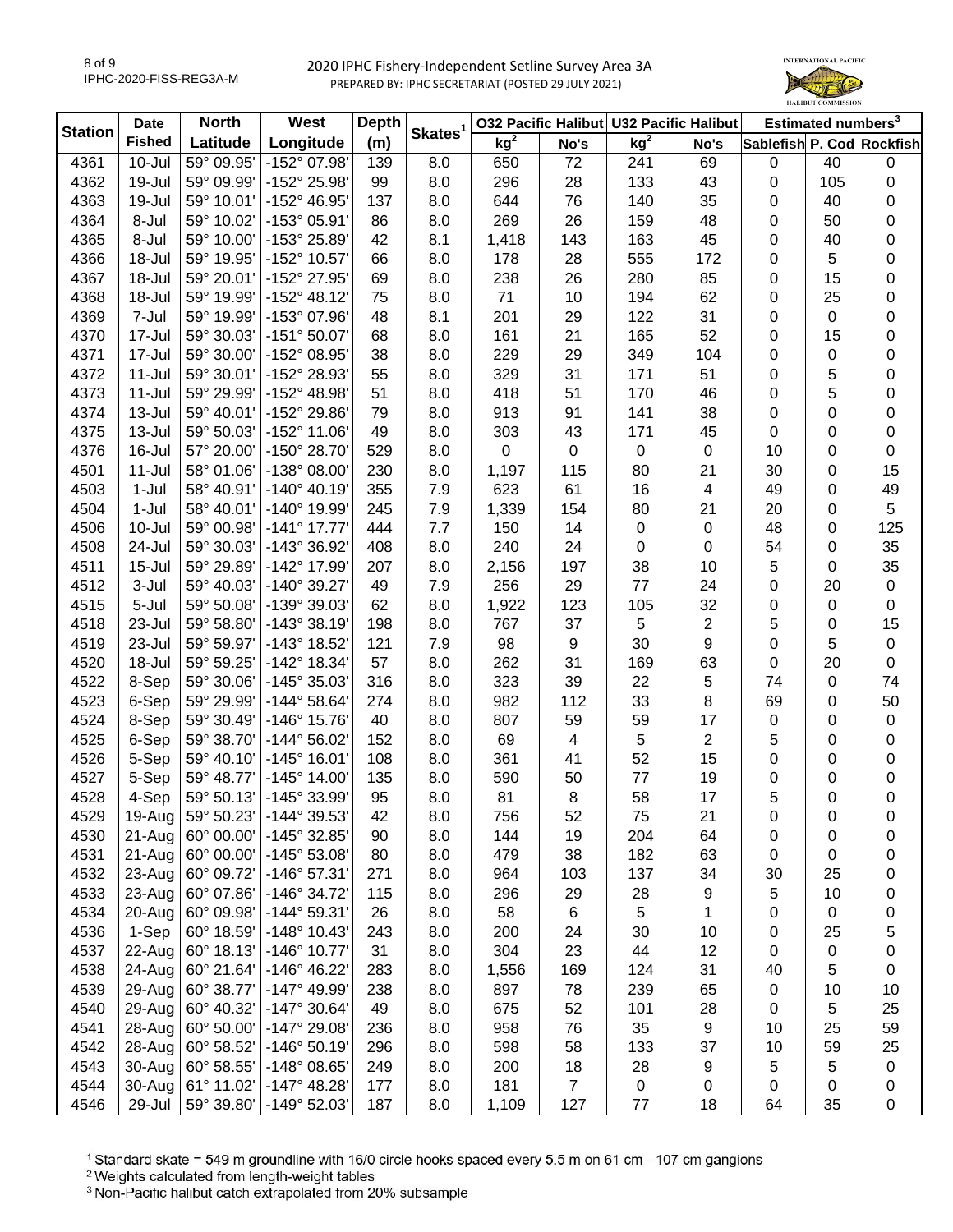2020 IPHC Fishery-Independent Setline Survey Area 3A

PREPARED BY: IPHC SECRETARIAT (POSTED 29 JULY 2021)

| Station | Date Fished | North Latitude | West Longitude | Depth (m) | Skates[1] | O32 Pacific Halibut | | U32 Pacific Halibut | | Estimated numbers[3] | | |
|---|---|---|---|---|---|---|---|---|---|---|---|---|
| | | | | | | kg[2] | No's | kg[2] | No's | Sablefish | P. Cod | Rockfish |
| 4361 | 10-Jul | 59° 09.95' | -152° 07.98' | 139 | 8.0 | 650 | 72 | 241 | 69 | 0 | 40 | 0 |
| 4362 | 19-Jul | 59° 09.99' | -152° 25.98' | 99 | 8.0 | 296 | 28 | 133 | 43 | 0 | 105 | 0 |
| 4363 | 19-Jul | 59° 10.01' | -152° 46.95' | 137 | 8.0 | 644 | 76 | 140 | 35 | 0 | 40 | 0 |
| 4364 | 8-Jul | 59° 10.02' | -153° 05.91' | 86 | 8.0 | 269 | 26 | 159 | 48 | 0 | 50 | 0 |
| 4365 | 8-Jul | 59° 10.00' | -153° 25.89' | 42 | 8.1 | 1,418 | 143 | 163 | 45 | 0 | 40 | 0 |
| 4366 | 18-Jul | 59° 19.95' | -152° 10.57' | 66 | 8.0 | 178 | 28 | 555 | 172 | 0 | 5 | 0 |
| 4367 | 18-Jul | 59° 20.01' | -152° 27.95' | 69 | 8.0 | 238 | 26 | 280 | 85 | 0 | 15 | 0 |
| 4368 | 18-Jul | 59° 19.99' | -152° 48.12' | 75 | 8.0 | 71 | 10 | 194 | 62 | 0 | 25 | 0 |
| 4369 | 7-Jul | 59° 19.99' | -153° 07.96' | 48 | 8.1 | 201 | 29 | 122 | 31 | 0 | 0 | 0 |
| 4370 | 17-Jul | 59° 30.03' | -151° 50.07' | 68 | 8.0 | 161 | 21 | 165 | 52 | 0 | 15 | 0 |
| 4371 | 17-Jul | 59° 30.00' | -152° 08.95' | 38 | 8.0 | 229 | 29 | 349 | 104 | 0 | 0 | 0 |
| 4372 | 11-Jul | 59° 30.01' | -152° 28.93' | 55 | 8.0 | 329 | 31 | 171 | 51 | 0 | 5 | 0 |
| 4373 | 11-Jul | 59° 29.99' | -152° 48.98' | 51 | 8.0 | 418 | 51 | 170 | 46 | 0 | 5 | 0 |
| 4374 | 13-Jul | 59° 40.01' | -152° 29.86' | 79 | 8.0 | 913 | 91 | 141 | 38 | 0 | 0 | 0 |
| 4375 | 13-Jul | 59° 50.03' | -152° 11.06' | 49 | 8.0 | 303 | 43 | 171 | 45 | 0 | 0 | 0 |
| 4376 | 16-Jul | 57° 20.00' | -150° 28.70' | 529 | 8.0 | 0 | 0 | 0 | 0 | 10 | 0 | 0 |
| 4501 | 11-Jul | 58° 01.06' | -138° 08.00' | 230 | 8.0 | 1,197 | 115 | 80 | 21 | 30 | 0 | 15 |
| 4503 | 1-Jul | 58° 40.91' | -140° 40.19' | 355 | 7.9 | 623 | 61 | 16 | 4 | 49 | 0 | 49 |
| 4504 | 1-Jul | 58° 40.01' | -140° 19.99' | 245 | 7.9 | 1,339 | 154 | 80 | 21 | 20 | 0 | 5 |
| 4506 | 10-Jul | 59° 00.98' | -141° 17.77' | 444 | 7.7 | 150 | 14 | 0 | 0 | 48 | 0 | 125 |
| 4508 | 24-Jul | 59° 30.03' | -143° 36.92' | 408 | 8.0 | 240 | 24 | 0 | 0 | 54 | 0 | 35 |
| 4511 | 15-Jul | 59° 29.89' | -142° 17.99' | 207 | 8.0 | 2,156 | 197 | 38 | 10 | 5 | 0 | 35 |
| 4512 | 3-Jul | 59° 40.03' | -140° 39.27' | 49 | 7.9 | 256 | 29 | 77 | 24 | 0 | 20 | 0 |
| 4515 | 5-Jul | 59° 50.08' | -139° 39.03' | 62 | 8.0 | 1,922 | 123 | 105 | 32 | 0 | 0 | 0 |
| 4518 | 23-Jul | 59° 58.80' | -143° 38.19' | 198 | 8.0 | 767 | 37 | 5 | 2 | 5 | 0 | 15 |
| 4519 | 23-Jul | 59° 59.97' | -143° 18.52' | 121 | 7.9 | 98 | 9 | 30 | 9 | 0 | 5 | 0 |
| 4520 | 18-Jul | 59° 59.25' | -142° 18.34' | 57 | 8.0 | 262 | 31 | 169 | 63 | 0 | 20 | 0 |
| 4522 | 8-Sep | 59° 30.06' | -145° 35.03' | 316 | 8.0 | 323 | 39 | 22 | 5 | 74 | 0 | 74 |
| 4523 | 6-Sep | 59° 29.99' | -144° 58.64' | 274 | 8.0 | 982 | 112 | 33 | 8 | 69 | 0 | 50 |
| 4524 | 8-Sep | 59° 30.49' | -146° 15.76' | 40 | 8.0 | 807 | 59 | 59 | 17 | 0 | 0 | 0 |
| 4525 | 6-Sep | 59° 38.70' | -144° 56.02' | 152 | 8.0 | 69 | 4 | 5 | 2 | 5 | 0 | 0 |
| 4526 | 5-Sep | 59° 40.10' | -145° 16.01' | 108 | 8.0 | 361 | 41 | 52 | 15 | 0 | 0 | 0 |
| 4527 | 5-Sep | 59° 48.77' | -145° 14.00' | 135 | 8.0 | 590 | 50 | 77 | 19 | 0 | 0 | 0 |
| 4528 | 4-Sep | 59° 50.13' | -145° 33.99' | 95 | 8.0 | 81 | 8 | 58 | 17 | 5 | 0 | 0 |
| 4529 | 19-Aug | 59° 50.23' | -144° 39.53' | 42 | 8.0 | 756 | 52 | 75 | 21 | 0 | 0 | 0 |
| 4530 | 21-Aug | 60° 00.00' | -145° 32.85' | 90 | 8.0 | 144 | 19 | 204 | 64 | 0 | 0 | 0 |
| 4531 | 21-Aug | 60° 00.00' | -145° 53.08' | 80 | 8.0 | 479 | 38 | 182 | 63 | 0 | 0 | 0 |
| 4532 | 23-Aug | 60° 09.72' | -146° 57.31' | 271 | 8.0 | 964 | 103 | 137 | 34 | 30 | 25 | 0 |
| 4533 | 23-Aug | 60° 07.86' | -146° 34.72' | 115 | 8.0 | 296 | 29 | 28 | 9 | 5 | 10 | 0 |
| 4534 | 20-Aug | 60° 09.98' | -144° 59.31' | 26 | 8.0 | 58 | 6 | 5 | 1 | 0 | 0 | 0 |
| 4536 | 1-Sep | 60° 18.59' | -148° 10.43' | 243 | 8.0 | 200 | 24 | 30 | 10 | 0 | 25 | 5 |
| 4537 | 22-Aug | 60° 18.13' | -146° 10.77' | 31 | 8.0 | 304 | 23 | 44 | 12 | 0 | 0 | 0 |
| 4538 | 24-Aug | 60° 21.64' | -146° 46.22' | 283 | 8.0 | 1,556 | 169 | 124 | 31 | 40 | 5 | 0 |
| 4539 | 29-Aug | 60° 38.77' | -147° 49.99' | 238 | 8.0 | 897 | 78 | 239 | 65 | 0 | 10 | 10 |
| 4540 | 29-Aug | 60° 40.32' | -147° 30.64' | 49 | 8.0 | 675 | 52 | 101 | 28 | 0 | 5 | 25 |
| 4541 | 28-Aug | 60° 50.00' | -147° 29.08' | 236 | 8.0 | 958 | 76 | 35 | 9 | 10 | 25 | 59 |
| 4542 | 28-Aug | 60° 58.52' | -146° 50.19' | 296 | 8.0 | 598 | 58 | 133 | 37 | 10 | 59 | 25 |
| 4543 | 30-Aug | 60° 58.55' | -148° 08.65' | 249 | 8.0 | 200 | 18 | 28 | 9 | 5 | 5 | 0 |
| 4544 | 30-Aug | 61° 11.02' | -147° 48.28' | 177 | 8.0 | 181 | 7 | 0 | 0 | 0 | 0 | 0 |
| 4546 | 29-Jul | 59° 39.80' | -149° 52.03' | 187 | 8.0 | 1,109 | 127 | 77 | 18 | 64 | 35 | 0 |

[1] Standard skate = 549 m groundline with 16/0 circle hooks spaced every 5.5 m on 61 cm - 107 cm gangions

[2] Weights calculated from length-weight tables

[3] Non-Pacific halibut catch extrapolated from 20% subsample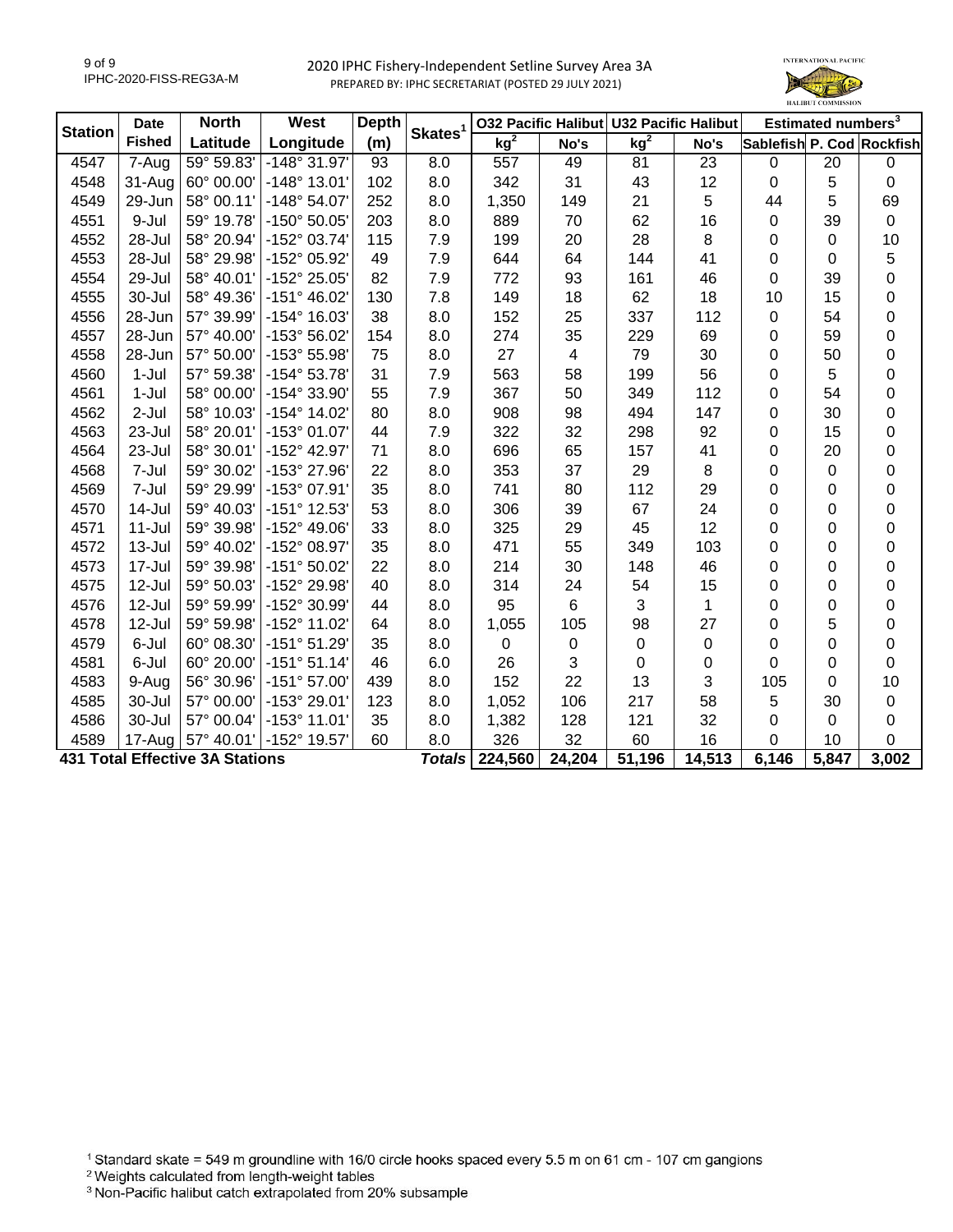# 2020 IPHC Fishery-Independent Setline Survey Area 3A

PREPARED BY: IPHC SECRETARIAT (POSTED 29 JULY 2021)

| Station | Date Fished | North Latitude | West Longitude | Depth (m) | Skates[1] | O32 Pacific Halibut kg[2] | O32 Pacific Halibut No's | U32 Pacific Halibut kg[2] | U32 Pacific Halibut No's | Estimated numbers[3] Sablefish | Estimated numbers[3] P. Cod | Estimated numbers[3] Rockfish |
|---|---|---|---|---|---|---|---|---|---|---|---|---|
| 4547 | 7-Aug | 59° 59.83' | -148° 31.97' | 93 | 8.0 | 557 | 49 | 81 | 23 | 0 | 20 | 0 |
| 4548 | 31-Aug | 60° 00.00' | -148° 13.01' | 102 | 8.0 | 342 | 31 | 43 | 12 | 0 | 5 | 0 |
| 4549 | 29-Jun | 58° 00.11' | -148° 54.07' | 252 | 8.0 | 1,350 | 149 | 21 | 5 | 44 | 5 | 69 |
| 4551 | 9-Jul | 59° 19.78' | -150° 50.05' | 203 | 8.0 | 889 | 70 | 62 | 16 | 0 | 39 | 0 |
| 4552 | 28-Jul | 58° 20.94' | -152° 03.74' | 115 | 7.9 | 199 | 20 | 28 | 8 | 0 | 0 | 10 |
| 4553 | 28-Jul | 58° 29.98' | -152° 05.92' | 49 | 7.9 | 644 | 64 | 144 | 41 | 0 | 0 | 5 |
| 4554 | 29-Jul | 58° 40.01' | -152° 25.05' | 82 | 7.9 | 772 | 93 | 161 | 46 | 0 | 39 | 0 |
| 4555 | 30-Jul | 58° 49.36' | -151° 46.02' | 130 | 7.8 | 149 | 18 | 62 | 18 | 10 | 15 | 0 |
| 4556 | 28-Jun | 57° 39.99' | -154° 16.03' | 38 | 8.0 | 152 | 25 | 337 | 112 | 0 | 54 | 0 |
| 4557 | 28-Jun | 57° 40.00' | -153° 56.02' | 154 | 8.0 | 274 | 35 | 229 | 69 | 0 | 59 | 0 |
| 4558 | 28-Jun | 57° 50.00' | -153° 55.98' | 75 | 8.0 | 27 | 4 | 79 | 30 | 0 | 50 | 0 |
| 4560 | 1-Jul | 57° 59.38' | -154° 53.78' | 31 | 7.9 | 563 | 58 | 199 | 56 | 0 | 5 | 0 |
| 4561 | 1-Jul | 58° 00.00' | -154° 33.90' | 55 | 7.9 | 367 | 50 | 349 | 112 | 0 | 54 | 0 |
| 4562 | 2-Jul | 58° 10.03' | -154° 14.02' | 80 | 8.0 | 908 | 98 | 494 | 147 | 0 | 30 | 0 |
| 4563 | 23-Jul | 58° 20.01' | -153° 01.07' | 44 | 7.9 | 322 | 32 | 298 | 92 | 0 | 15 | 0 |
| 4564 | 23-Jul | 58° 30.01' | -152° 42.97' | 71 | 8.0 | 696 | 65 | 157 | 41 | 0 | 20 | 0 |
| 4568 | 7-Jul | 59° 30.02' | -153° 27.96' | 22 | 8.0 | 353 | 37 | 29 | 8 | 0 | 0 | 0 |
| 4569 | 7-Jul | 59° 29.99' | -153° 07.91' | 35 | 8.0 | 741 | 80 | 112 | 29 | 0 | 0 | 0 |
| 4570 | 14-Jul | 59° 40.03' | -151° 12.53' | 53 | 8.0 | 306 | 39 | 67 | 24 | 0 | 0 | 0 |
| 4571 | 11-Jul | 59° 39.98' | -152° 49.06' | 33 | 8.0 | 325 | 29 | 45 | 12 | 0 | 0 | 0 |
| 4572 | 13-Jul | 59° 40.02' | -152° 08.97' | 35 | 8.0 | 471 | 55 | 349 | 103 | 0 | 0 | 0 |
| 4573 | 17-Jul | 59° 39.98' | -151° 50.02' | 22 | 8.0 | 214 | 30 | 148 | 46 | 0 | 0 | 0 |
| 4575 | 12-Jul | 59° 50.03' | -152° 29.98' | 40 | 8.0 | 314 | 24 | 54 | 15 | 0 | 0 | 0 |
| 4576 | 12-Jul | 59° 59.99' | -152° 30.99' | 44 | 8.0 | 95 | 6 | 3 | 1 | 0 | 0 | 0 |
| 4578 | 12-Jul | 59° 59.98' | -152° 11.02' | 64 | 8.0 | 1,055 | 105 | 98 | 27 | 0 | 5 | 0 |
| 4579 | 6-Jul | 60° 08.30' | -151° 51.29' | 35 | 8.0 | 0 | 0 | 0 | 0 | 0 | 0 | 0 |
| 4581 | 6-Jul | 60° 20.00' | -151° 51.14' | 46 | 6.0 | 26 | 3 | 0 | 0 | 0 | 0 | 0 |
| 4583 | 9-Aug | 56° 30.96' | -151° 57.00' | 439 | 8.0 | 152 | 22 | 13 | 3 | 105 | 0 | 10 |
| 4585 | 30-Jul | 57° 00.00' | -153° 29.01' | 123 | 8.0 | 1,052 | 106 | 217 | 58 | 5 | 30 | 0 |
| 4586 | 30-Jul | 57° 00.04' | -153° 11.01' | 35 | 8.0 | 1,382 | 128 | 121 | 32 | 0 | 0 | 0 |
| 4589 | 17-Aug | 57° 40.01' | -152° 19.57' | 60 | 8.0 | 326 | 32 | 60 | 16 | 0 | 10 | 0 |
| **431 Total Effective 3A Stations** | | | | | ***Totals*** | **224,560** | **24,204** | **51,196** | **14,513** | **6,146** | **5,847** | **3,002** |

[1] Standard skate = 549 m groundline with 16/0 circle hooks spaced every 5.5 m on 61 cm - 107 cm gangions

[2] Weights calculated from length-weight tables

[3] Non-Pacific halibut catch extrapolated from 20% subsample